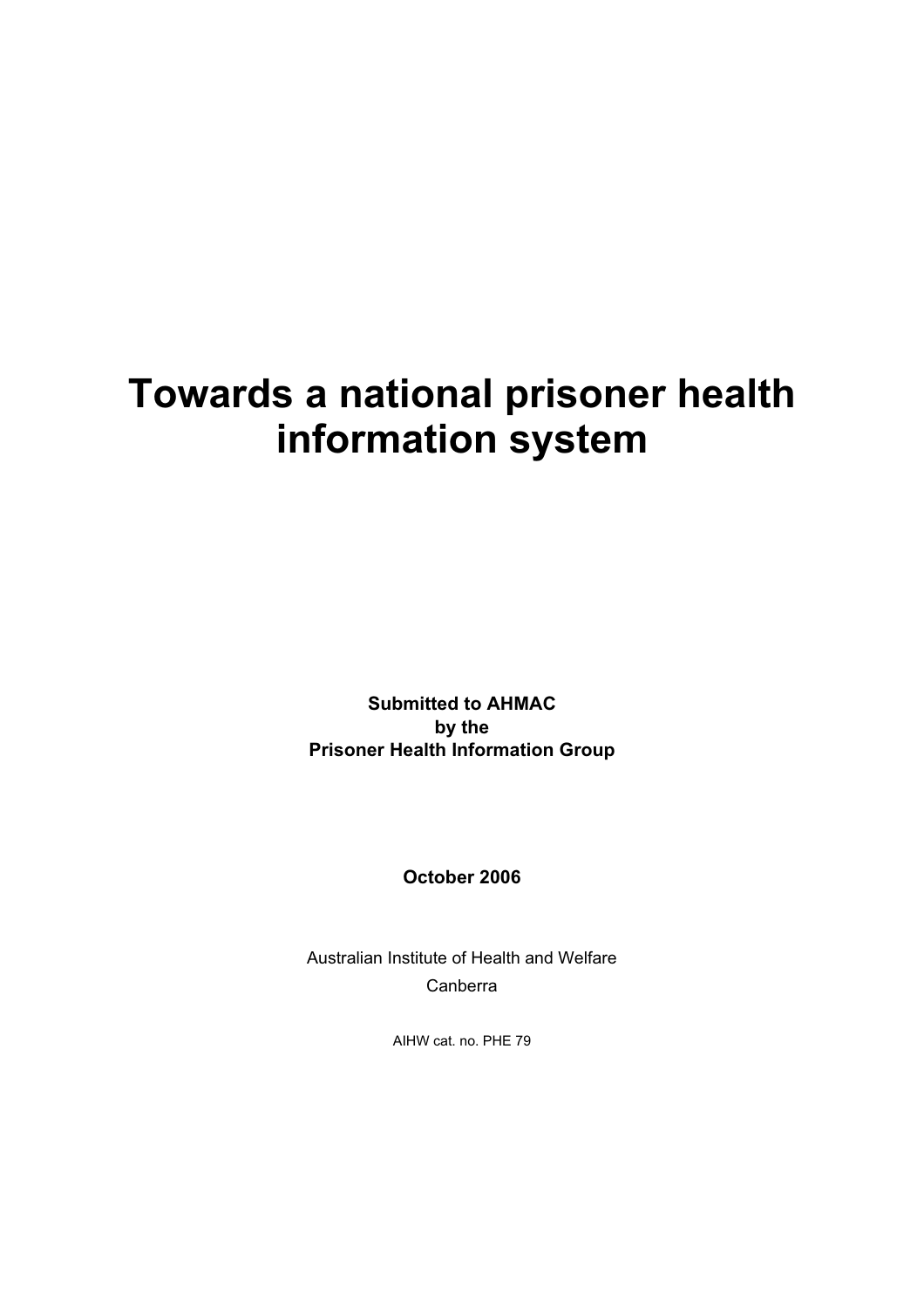# Towards a national prisoner health information system

**Submitted to AHMAC**
**by the**
**Prisoner Health Information Group**

**October 2006**

Australian Institute of Health and Welfare
Canberra

AIHW cat. no. PHE 79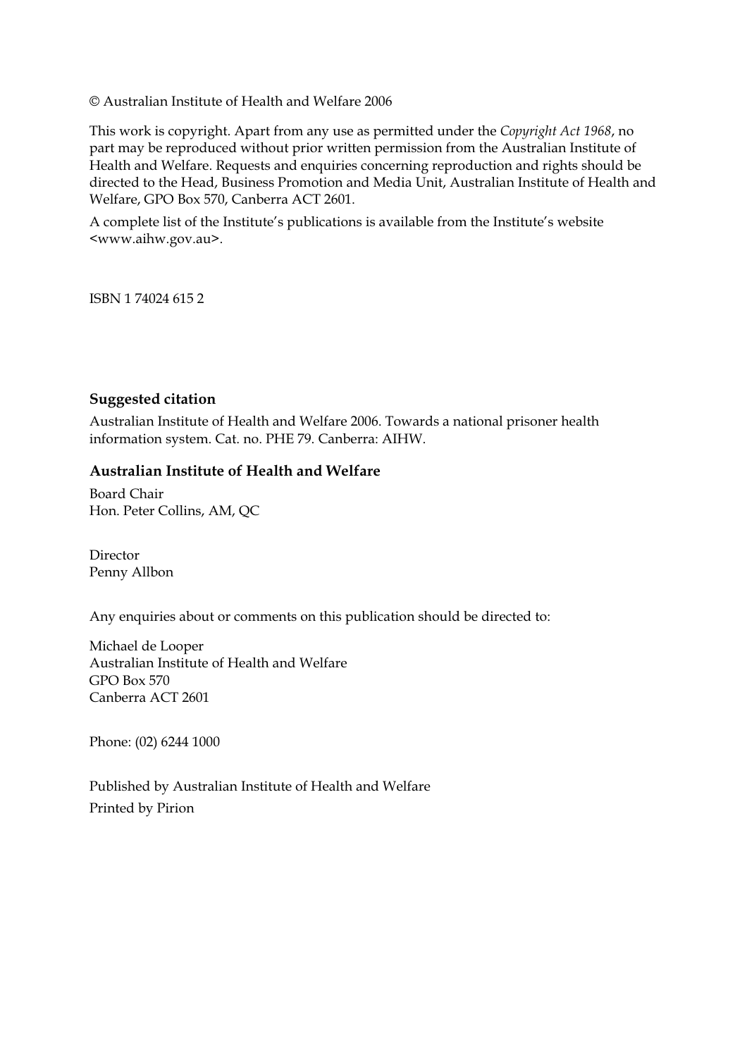© Australian Institute of Health and Welfare 2006

This work is copyright. Apart from any use as permitted under the *Copyright Act 1968*, no part may be reproduced without prior written permission from the Australian Institute of Health and Welfare. Requests and enquiries concerning reproduction and rights should be directed to the Head, Business Promotion and Media Unit, Australian Institute of Health and Welfare, GPO Box 570, Canberra ACT 2601.

A complete list of the Institute's publications is available from the Institute's website <www.aihw.gov.au>.

ISBN 1 74024 615 2

**Suggested citation**

Australian Institute of Health and Welfare 2006. Towards a national prisoner health information system. Cat. no. PHE 79. Canberra: AIHW.

**Australian Institute of Health and Welfare**

Board Chair
Hon. Peter Collins, AM, QC

Director
Penny Allbon

Any enquiries about or comments on this publication should be directed to:

Michael de Looper
Australian Institute of Health and Welfare
GPO Box 570
Canberra ACT 2601

Phone: (02) 6244 1000

Published by Australian Institute of Health and Welfare
Printed by Pirion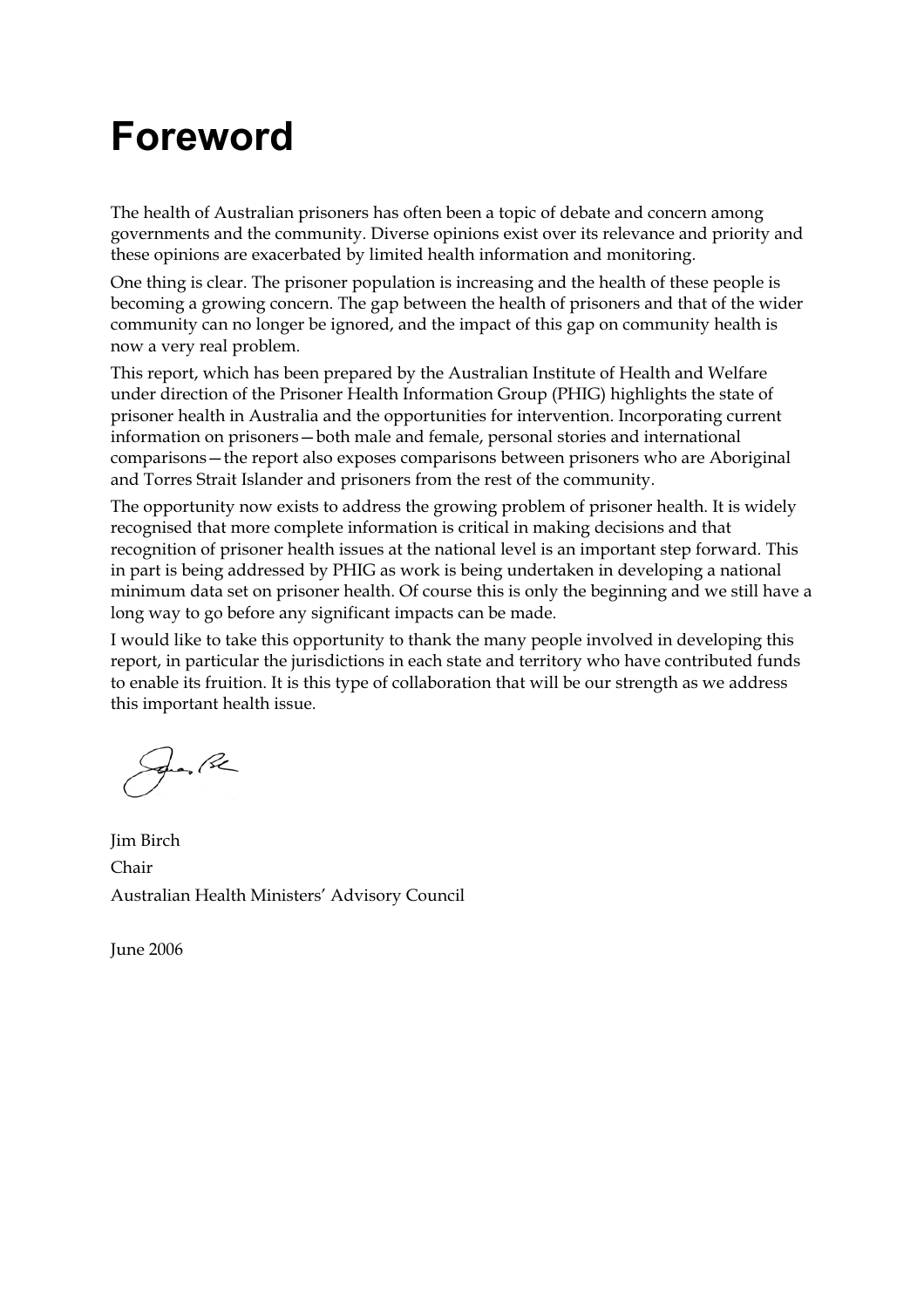# Foreword

The health of Australian prisoners has often been a topic of debate and concern among governments and the community. Diverse opinions exist over its relevance and priority and these opinions are exacerbated by limited health information and monitoring.

One thing is clear. The prisoner population is increasing and the health of these people is becoming a growing concern. The gap between the health of prisoners and that of the wider community can no longer be ignored, and the impact of this gap on community health is now a very real problem.

This report, which has been prepared by the Australian Institute of Health and Welfare under direction of the Prisoner Health Information Group (PHIG) highlights the state of prisoner health in Australia and the opportunities for intervention. Incorporating current information on prisoners—both male and female, personal stories and international comparisons—the report also exposes comparisons between prisoners who are Aboriginal and Torres Strait Islander and prisoners from the rest of the community.

The opportunity now exists to address the growing problem of prisoner health. It is widely recognised that more complete information is critical in making decisions and that recognition of prisoner health issues at the national level is an important step forward. This in part is being addressed by PHIG as work is being undertaken in developing a national minimum data set on prisoner health. Of course this is only the beginning and we still have a long way to go before any significant impacts can be made.

I would like to take this opportunity to thank the many people involved in developing this report, in particular the jurisdictions in each state and territory who have contributed funds to enable its fruition. It is this type of collaboration that will be our strength as we address this important health issue.

Jim Birch
Chair
Australian Health Ministers' Advisory Council

June 2006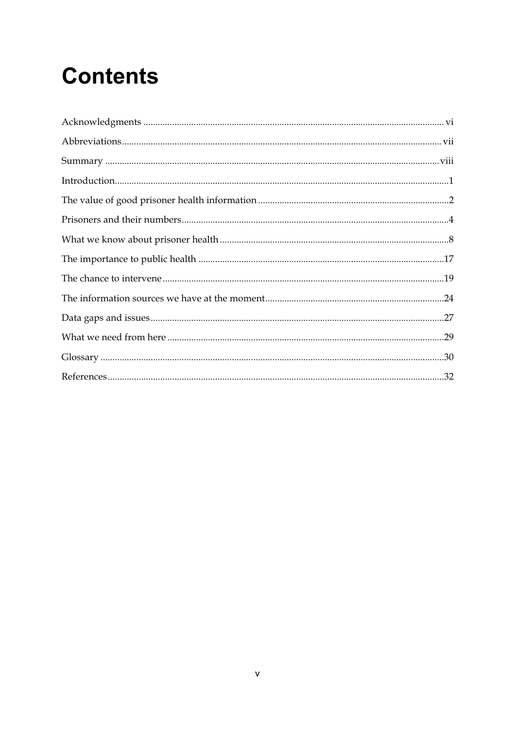# Contents

Acknowledgments ............................................................................................................................ vi

Abbreviations.................................................................................................................................. vii

Summary ......................................................................................................................................... viii

Introduction.........................................................................................................................................1

The value of good prisoner health information ..............................................................................2

Prisoners and their numbers..............................................................................................................4

What we know about prisoner health ..............................................................................................8

The importance to public health .....................................................................................................17

The chance to intervene....................................................................................................................19

The information sources we have at the moment..........................................................................24

Data gaps and issues..........................................................................................................................27

What we need from here ...................................................................................................................29

Glossary ..............................................................................................................................................30

References...........................................................................................................................................32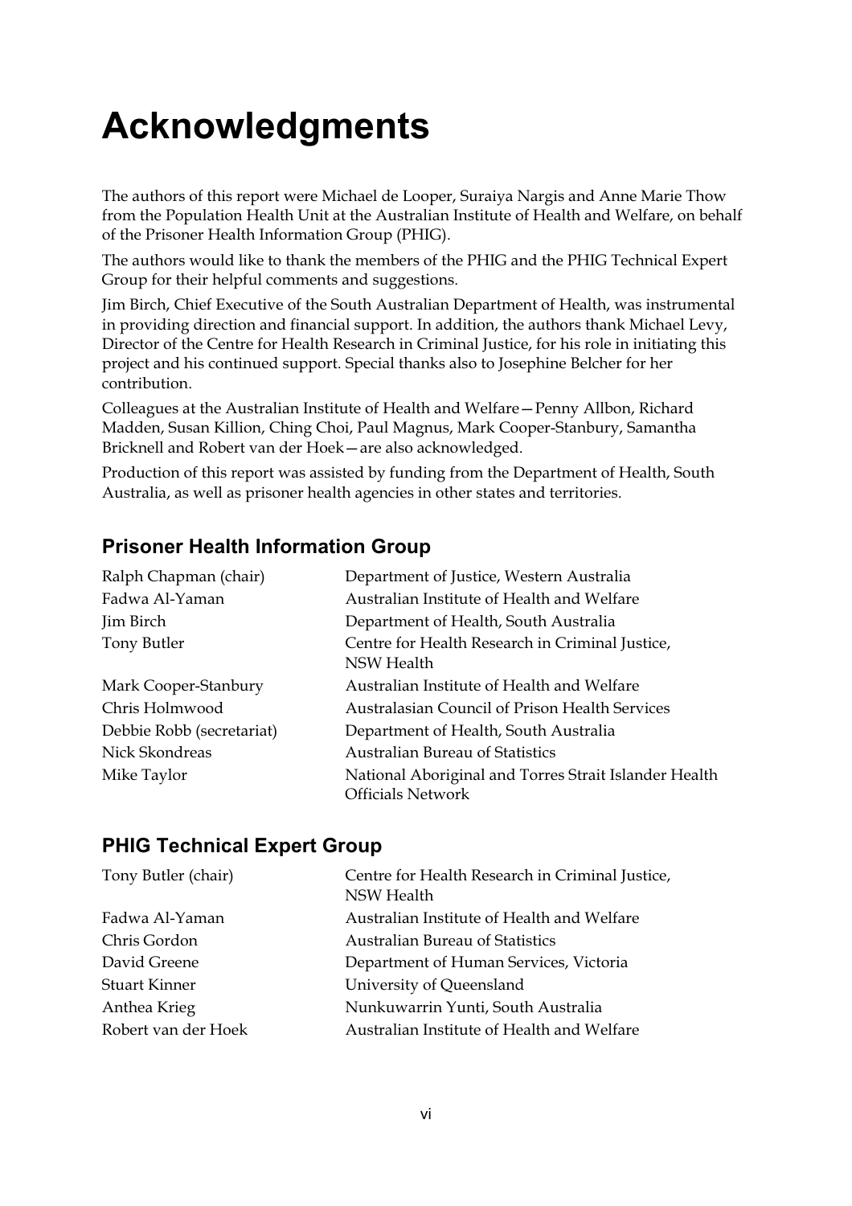# Acknowledgments

The authors of this report were Michael de Looper, Suraiya Nargis and Anne Marie Thow from the Population Health Unit at the Australian Institute of Health and Welfare, on behalf of the Prisoner Health Information Group (PHIG).

The authors would like to thank the members of the PHIG and the PHIG Technical Expert Group for their helpful comments and suggestions.

Jim Birch, Chief Executive of the South Australian Department of Health, was instrumental in providing direction and financial support. In addition, the authors thank Michael Levy, Director of the Centre for Health Research in Criminal Justice, for his role in initiating this project and his continued support. Special thanks also to Josephine Belcher for her contribution.

Colleagues at the Australian Institute of Health and Welfare—Penny Allbon, Richard Madden, Susan Killion, Ching Choi, Paul Magnus, Mark Cooper-Stanbury, Samantha Bricknell and Robert van der Hoek—are also acknowledged.

Production of this report was assisted by funding from the Department of Health, South Australia, as well as prisoner health agencies in other states and territories.

## Prisoner Health Information Group

| | |
|---|---|
| Ralph Chapman (chair) | Department of Justice, Western Australia |
| Fadwa Al-Yaman | Australian Institute of Health and Welfare |
| Jim Birch | Department of Health, South Australia |
| Tony Butler | Centre for Health Research in Criminal Justice, NSW Health |
| Mark Cooper-Stanbury | Australian Institute of Health and Welfare |
| Chris Holmwood | Australasian Council of Prison Health Services |
| Debbie Robb (secretariat) | Department of Health, South Australia |
| Nick Skondreas | Australian Bureau of Statistics |
| Mike Taylor | National Aboriginal and Torres Strait Islander Health Officials Network |

## PHIG Technical Expert Group

| | |
|---|---|
| Tony Butler (chair) | Centre for Health Research in Criminal Justice, NSW Health |
| Fadwa Al-Yaman | Australian Institute of Health and Welfare |
| Chris Gordon | Australian Bureau of Statistics |
| David Greene | Department of Human Services, Victoria |
| Stuart Kinner | University of Queensland |
| Anthea Krieg | Nunkuwarrin Yunti, South Australia |
| Robert van der Hoek | Australian Institute of Health and Welfare |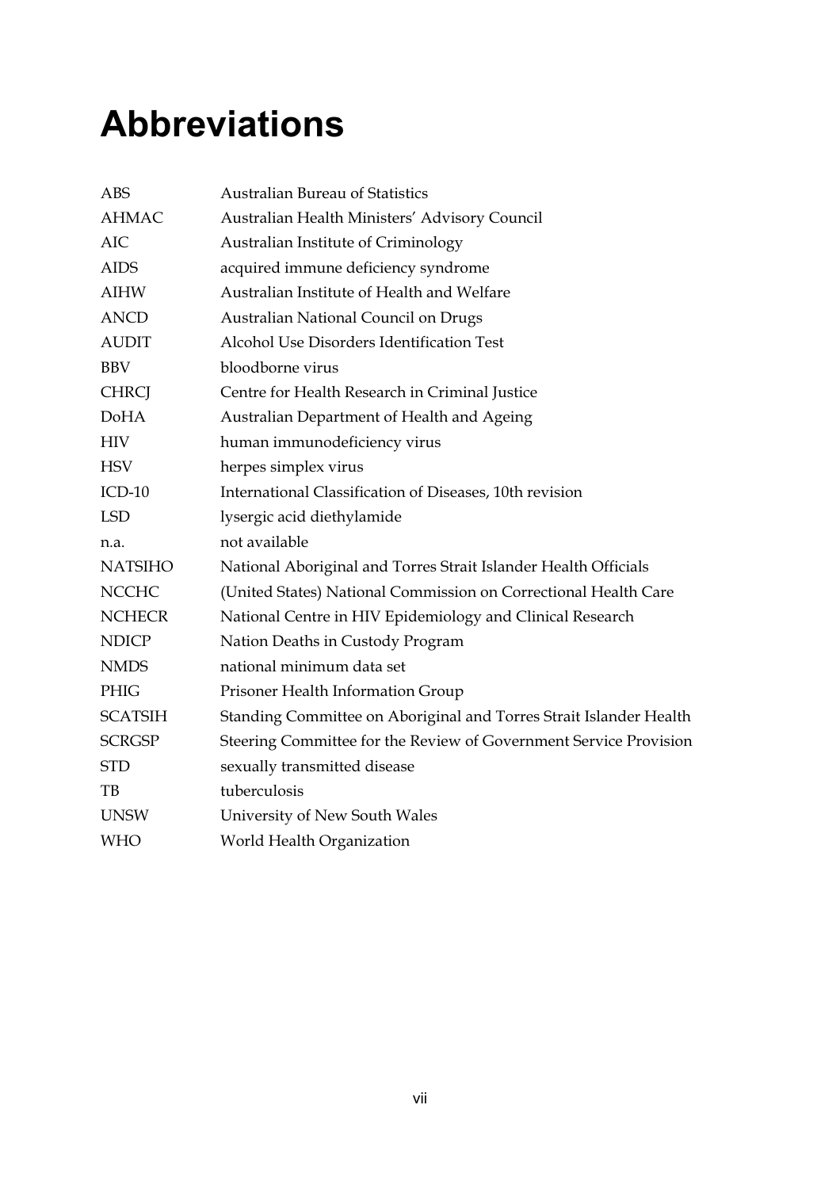# Abbreviations

| | |
|---|---|
| ABS | Australian Bureau of Statistics |
| AHMAC | Australian Health Ministers' Advisory Council |
| AIC | Australian Institute of Criminology |
| AIDS | acquired immune deficiency syndrome |
| AIHW | Australian Institute of Health and Welfare |
| ANCD | Australian National Council on Drugs |
| AUDIT | Alcohol Use Disorders Identification Test |
| BBV | bloodborne virus |
| CHRCJ | Centre for Health Research in Criminal Justice |
| DoHA | Australian Department of Health and Ageing |
| HIV | human immunodeficiency virus |
| HSV | herpes simplex virus |
| ICD-10 | International Classification of Diseases, 10th revision |
| LSD | lysergic acid diethylamide |
| n.a. | not available |
| NATSIHO | National Aboriginal and Torres Strait Islander Health Officials |
| NCCHC | (United States) National Commission on Correctional Health Care |
| NCHECR | National Centre in HIV Epidemiology and Clinical Research |
| NDICP | Nation Deaths in Custody Program |
| NMDS | national minimum data set |
| PHIG | Prisoner Health Information Group |
| SCATSIH | Standing Committee on Aboriginal and Torres Strait Islander Health |
| SCRGSP | Steering Committee for the Review of Government Service Provision |
| STD | sexually transmitted disease |
| TB | tuberculosis |
| UNSW | University of New South Wales |
| WHO | World Health Organization |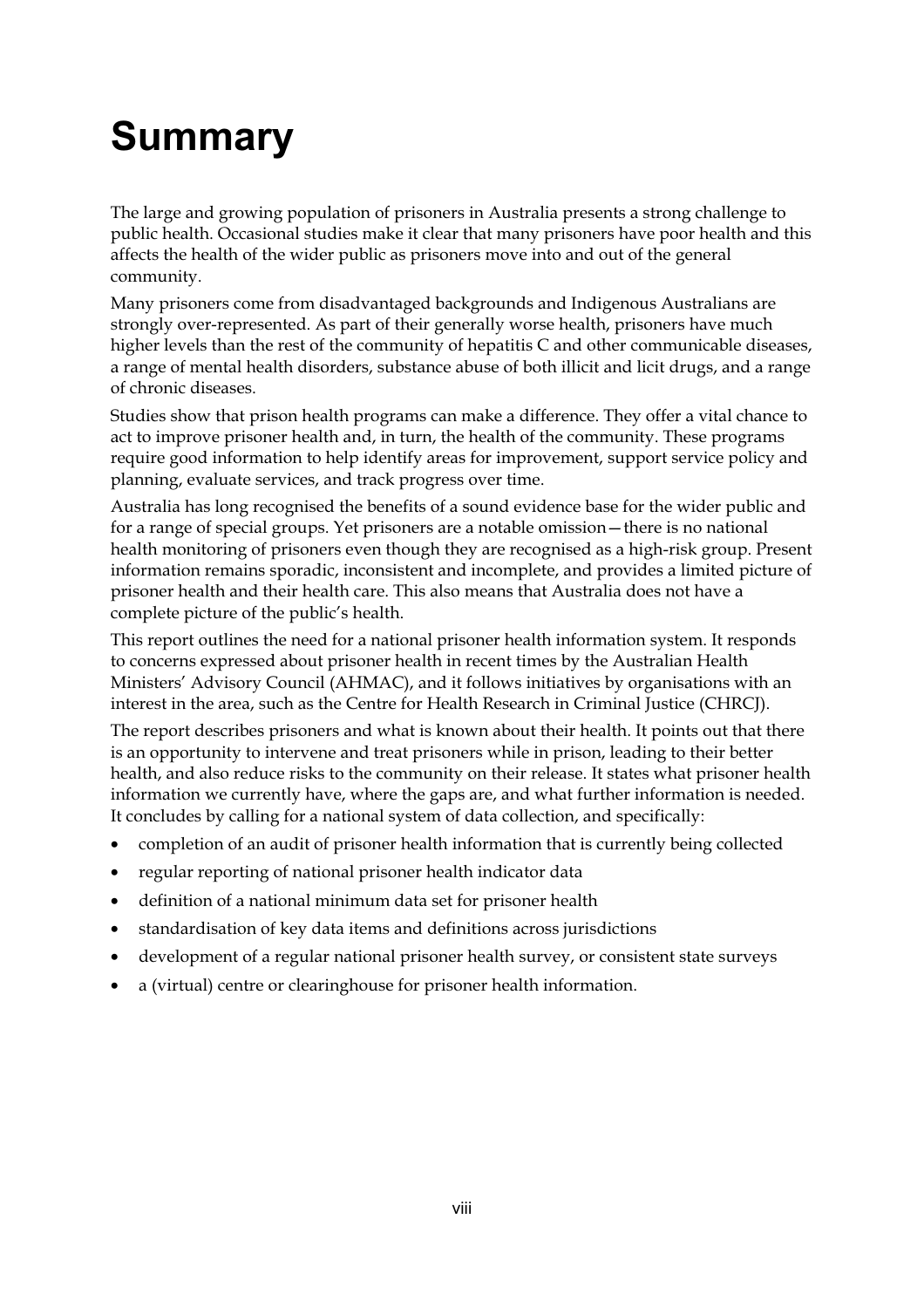# Summary

The large and growing population of prisoners in Australia presents a strong challenge to public health. Occasional studies make it clear that many prisoners have poor health and this affects the health of the wider public as prisoners move into and out of the general community.

Many prisoners come from disadvantaged backgrounds and Indigenous Australians are strongly over-represented. As part of their generally worse health, prisoners have much higher levels than the rest of the community of hepatitis C and other communicable diseases, a range of mental health disorders, substance abuse of both illicit and licit drugs, and a range of chronic diseases.

Studies show that prison health programs can make a difference. They offer a vital chance to act to improve prisoner health and, in turn, the health of the community. These programs require good information to help identify areas for improvement, support service policy and planning, evaluate services, and track progress over time.

Australia has long recognised the benefits of a sound evidence base for the wider public and for a range of special groups. Yet prisoners are a notable omission—there is no national health monitoring of prisoners even though they are recognised as a high-risk group. Present information remains sporadic, inconsistent and incomplete, and provides a limited picture of prisoner health and their health care. This also means that Australia does not have a complete picture of the public's health.

This report outlines the need for a national prisoner health information system. It responds to concerns expressed about prisoner health in recent times by the Australian Health Ministers' Advisory Council (AHMAC), and it follows initiatives by organisations with an interest in the area, such as the Centre for Health Research in Criminal Justice (CHRCJ).

The report describes prisoners and what is known about their health. It points out that there is an opportunity to intervene and treat prisoners while in prison, leading to their better health, and also reduce risks to the community on their release. It states what prisoner health information we currently have, where the gaps are, and what further information is needed. It concludes by calling for a national system of data collection, and specifically:

- completion of an audit of prisoner health information that is currently being collected
- regular reporting of national prisoner health indicator data
- definition of a national minimum data set for prisoner health
- standardisation of key data items and definitions across jurisdictions
- development of a regular national prisoner health survey, or consistent state surveys
- a (virtual) centre or clearinghouse for prisoner health information.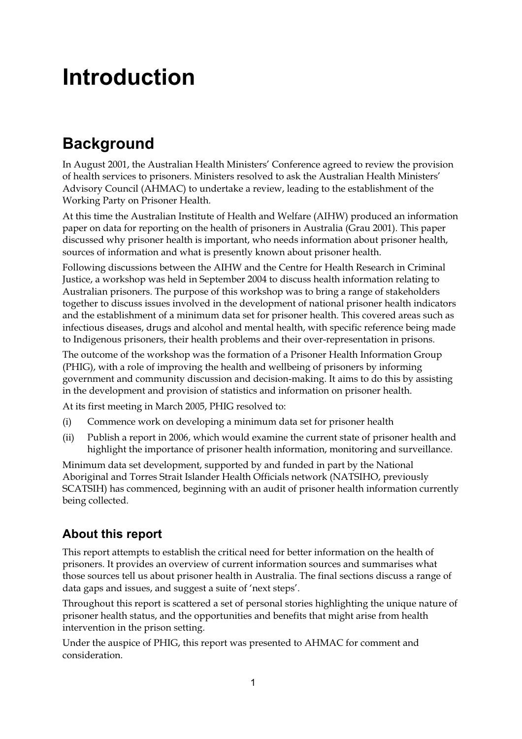# Introduction

## Background

In August 2001, the Australian Health Ministers' Conference agreed to review the provision of health services to prisoners. Ministers resolved to ask the Australian Health Ministers' Advisory Council (AHMAC) to undertake a review, leading to the establishment of the Working Party on Prisoner Health.

At this time the Australian Institute of Health and Welfare (AIHW) produced an information paper on data for reporting on the health of prisoners in Australia (Grau 2001). This paper discussed why prisoner health is important, who needs information about prisoner health, sources of information and what is presently known about prisoner health.

Following discussions between the AIHW and the Centre for Health Research in Criminal Justice, a workshop was held in September 2004 to discuss health information relating to Australian prisoners. The purpose of this workshop was to bring a range of stakeholders together to discuss issues involved in the development of national prisoner health indicators and the establishment of a minimum data set for prisoner health. This covered areas such as infectious diseases, drugs and alcohol and mental health, with specific reference being made to Indigenous prisoners, their health problems and their over-representation in prisons.

The outcome of the workshop was the formation of a Prisoner Health Information Group (PHIG), with a role of improving the health and wellbeing of prisoners by informing government and community discussion and decision-making. It aims to do this by assisting in the development and provision of statistics and information on prisoner health.

At its first meeting in March 2005, PHIG resolved to:

(i) Commence work on developing a minimum data set for prisoner health

(ii) Publish a report in 2006, which would examine the current state of prisoner health and highlight the importance of prisoner health information, monitoring and surveillance.

Minimum data set development, supported by and funded in part by the National Aboriginal and Torres Strait Islander Health Officials network (NATSIHO, previously SCATSIH) has commenced, beginning with an audit of prisoner health information currently being collected.

### About this report

This report attempts to establish the critical need for better information on the health of prisoners. It provides an overview of current information sources and summarises what those sources tell us about prisoner health in Australia. The final sections discuss a range of data gaps and issues, and suggest a suite of 'next steps'.

Throughout this report is scattered a set of personal stories highlighting the unique nature of prisoner health status, and the opportunities and benefits that might arise from health intervention in the prison setting.

Under the auspice of PHIG, this report was presented to AHMAC for comment and consideration.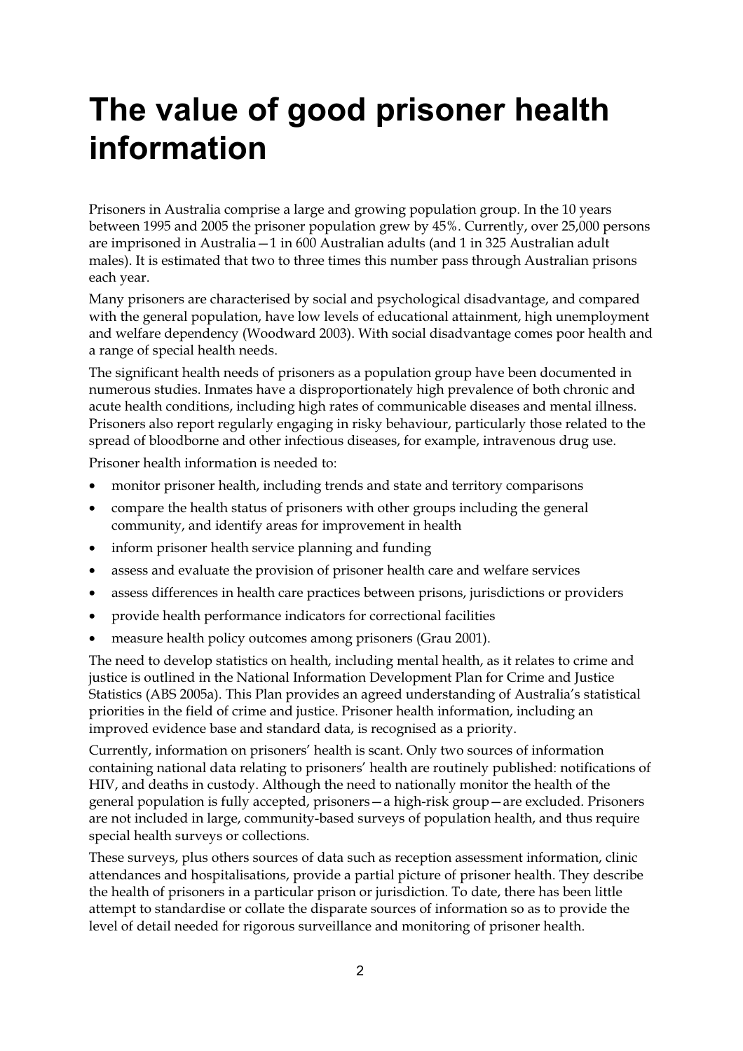# The value of good prisoner health information

Prisoners in Australia comprise a large and growing population group. In the 10 years between 1995 and 2005 the prisoner population grew by 45%. Currently, over 25,000 persons are imprisoned in Australia—1 in 600 Australian adults (and 1 in 325 Australian adult males). It is estimated that two to three times this number pass through Australian prisons each year.

Many prisoners are characterised by social and psychological disadvantage, and compared with the general population, have low levels of educational attainment, high unemployment and welfare dependency (Woodward 2003). With social disadvantage comes poor health and a range of special health needs.

The significant health needs of prisoners as a population group have been documented in numerous studies. Inmates have a disproportionately high prevalence of both chronic and acute health conditions, including high rates of communicable diseases and mental illness. Prisoners also report regularly engaging in risky behaviour, particularly those related to the spread of bloodborne and other infectious diseases, for example, intravenous drug use.

Prisoner health information is needed to:

- monitor prisoner health, including trends and state and territory comparisons
- compare the health status of prisoners with other groups including the general community, and identify areas for improvement in health
- inform prisoner health service planning and funding
- assess and evaluate the provision of prisoner health care and welfare services
- assess differences in health care practices between prisons, jurisdictions or providers
- provide health performance indicators for correctional facilities
- measure health policy outcomes among prisoners (Grau 2001).

The need to develop statistics on health, including mental health, as it relates to crime and justice is outlined in the National Information Development Plan for Crime and Justice Statistics (ABS 2005a). This Plan provides an agreed understanding of Australia's statistical priorities in the field of crime and justice. Prisoner health information, including an improved evidence base and standard data, is recognised as a priority.

Currently, information on prisoners' health is scant. Only two sources of information containing national data relating to prisoners' health are routinely published: notifications of HIV, and deaths in custody. Although the need to nationally monitor the health of the general population is fully accepted, prisoners—a high-risk group—are excluded. Prisoners are not included in large, community-based surveys of population health, and thus require special health surveys or collections.

These surveys, plus others sources of data such as reception assessment information, clinic attendances and hospitalisations, provide a partial picture of prisoner health. They describe the health of prisoners in a particular prison or jurisdiction. To date, there has been little attempt to standardise or collate the disparate sources of information so as to provide the level of detail needed for rigorous surveillance and monitoring of prisoner health.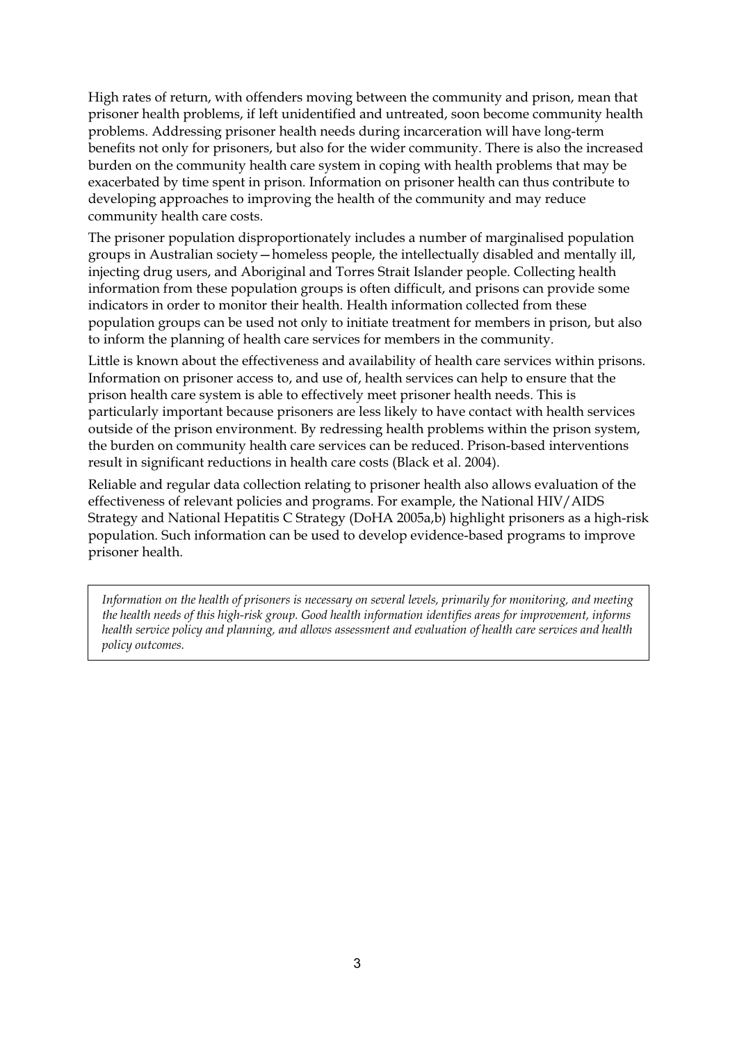High rates of return, with offenders moving between the community and prison, mean that prisoner health problems, if left unidentified and untreated, soon become community health problems. Addressing prisoner health needs during incarceration will have long-term benefits not only for prisoners, but also for the wider community. There is also the increased burden on the community health care system in coping with health problems that may be exacerbated by time spent in prison. Information on prisoner health can thus contribute to developing approaches to improving the health of the community and may reduce community health care costs.

The prisoner population disproportionately includes a number of marginalised population groups in Australian society—homeless people, the intellectually disabled and mentally ill, injecting drug users, and Aboriginal and Torres Strait Islander people. Collecting health information from these population groups is often difficult, and prisons can provide some indicators in order to monitor their health. Health information collected from these population groups can be used not only to initiate treatment for members in prison, but also to inform the planning of health care services for members in the community.

Little is known about the effectiveness and availability of health care services within prisons. Information on prisoner access to, and use of, health services can help to ensure that the prison health care system is able to effectively meet prisoner health needs. This is particularly important because prisoners are less likely to have contact with health services outside of the prison environment. By redressing health problems within the prison system, the burden on community health care services can be reduced. Prison-based interventions result in significant reductions in health care costs (Black et al. 2004).

Reliable and regular data collection relating to prisoner health also allows evaluation of the effectiveness of relevant policies and programs. For example, the National HIV/AIDS Strategy and National Hepatitis C Strategy (DoHA 2005a,b) highlight prisoners as a high-risk population. Such information can be used to develop evidence-based programs to improve prisoner health.

> *Information on the health of prisoners is necessary on several levels, primarily for monitoring, and meeting the health needs of this high-risk group. Good health information identifies areas for improvement, informs health service policy and planning, and allows assessment and evaluation of health care services and health policy outcomes.*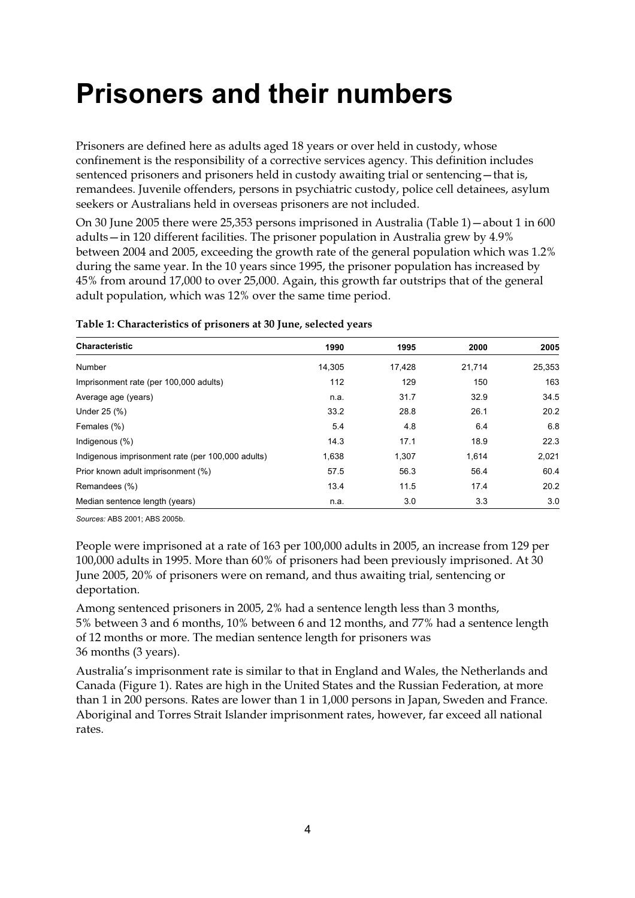# Prisoners and their numbers

Prisoners are defined here as adults aged 18 years or over held in custody, whose confinement is the responsibility of a corrective services agency. This definition includes sentenced prisoners and prisoners held in custody awaiting trial or sentencing—that is, remandees. Juvenile offenders, persons in psychiatric custody, police cell detainees, asylum seekers or Australians held in overseas prisoners are not included.

On 30 June 2005 there were 25,353 persons imprisoned in Australia (Table 1)—about 1 in 600 adults—in 120 different facilities. The prisoner population in Australia grew by 4.9% between 2004 and 2005, exceeding the growth rate of the general population which was 1.2% during the same year. In the 10 years since 1995, the prisoner population has increased by 45% from around 17,000 to over 25,000. Again, this growth far outstrips that of the general adult population, which was 12% over the same time period.

**Table 1: Characteristics of prisoners at 30 June, selected years**

| Characteristic | 1990 | 1995 | 2000 | 2005 |
|---|---|---|---|---|
| Number | 14,305 | 17,428 | 21,714 | 25,353 |
| Imprisonment rate (per 100,000 adults) | 112 | 129 | 150 | 163 |
| Average age (years) | n.a. | 31.7 | 32.9 | 34.5 |
| Under 25 (%) | 33.2 | 28.8 | 26.1 | 20.2 |
| Females (%) | 5.4 | 4.8 | 6.4 | 6.8 |
| Indigenous (%) | 14.3 | 17.1 | 18.9 | 22.3 |
| Indigenous imprisonment rate (per 100,000 adults) | 1,638 | 1,307 | 1,614 | 2,021 |
| Prior known adult imprisonment (%) | 57.5 | 56.3 | 56.4 | 60.4 |
| Remandees (%) | 13.4 | 11.5 | 17.4 | 20.2 |
| Median sentence length (years) | n.a. | 3.0 | 3.3 | 3.0 |

*Sources:* ABS 2001; ABS 2005b.

People were imprisoned at a rate of 163 per 100,000 adults in 2005, an increase from 129 per 100,000 adults in 1995. More than 60% of prisoners had been previously imprisoned. At 30 June 2005, 20% of prisoners were on remand, and thus awaiting trial, sentencing or deportation.

Among sentenced prisoners in 2005, 2% had a sentence length less than 3 months, 5% between 3 and 6 months, 10% between 6 and 12 months, and 77% had a sentence length of 12 months or more. The median sentence length for prisoners was 36 months (3 years).

Australia's imprisonment rate is similar to that in England and Wales, the Netherlands and Canada (Figure 1). Rates are high in the United States and the Russian Federation, at more than 1 in 200 persons. Rates are lower than 1 in 1,000 persons in Japan, Sweden and France. Aboriginal and Torres Strait Islander imprisonment rates, however, far exceed all national rates.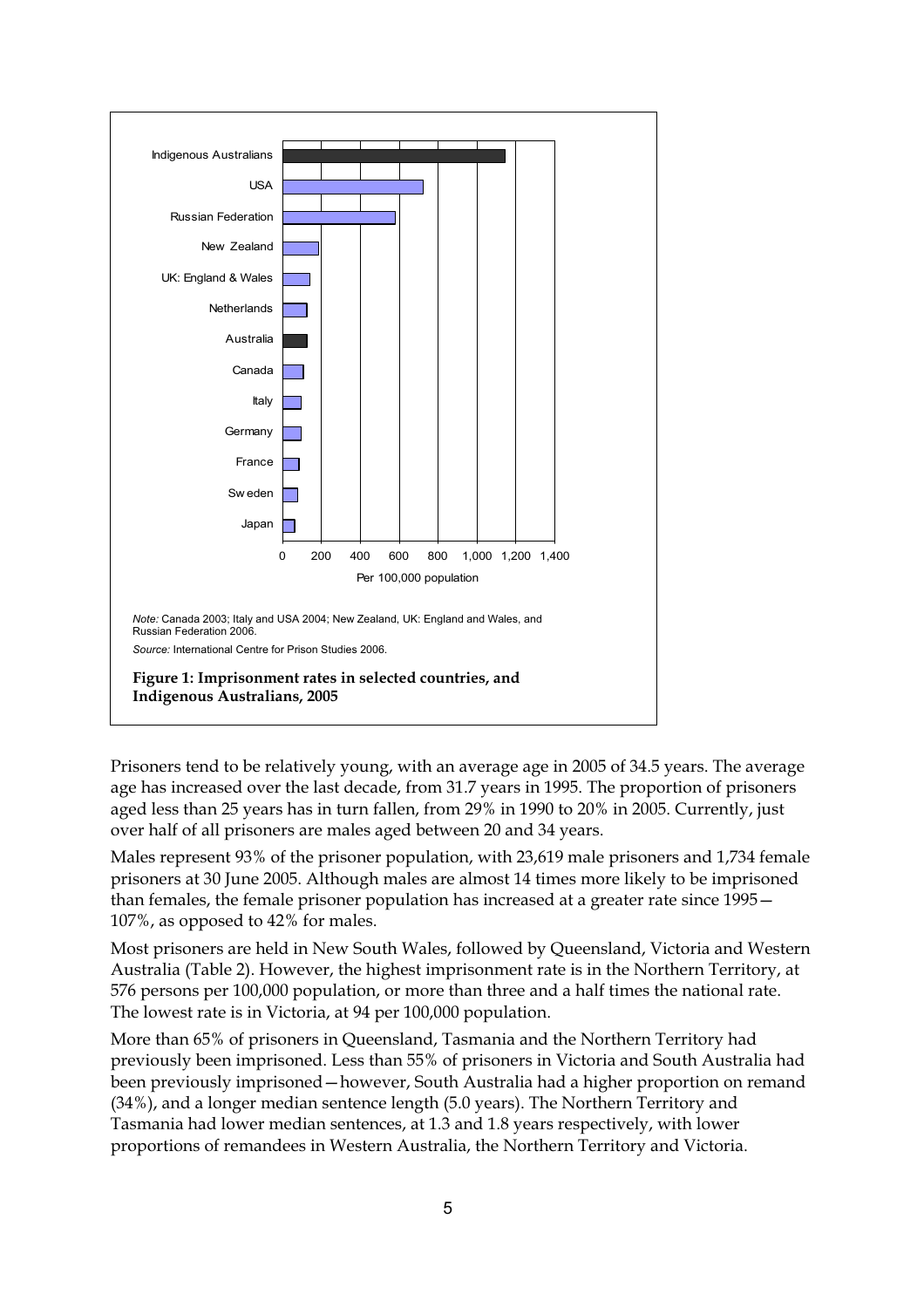*Note:* Canada 2003; Italy and USA 2004; New Zealand, UK: England and Wales, and Russian Federation 2006.

*Source:* International Centre for Prison Studies 2006.

**Figure 1: Imprisonment rates in selected countries, and Indigenous Australians, 2005**

Prisoners tend to be relatively young, with an average age in 2005 of 34.5 years. The average age has increased over the last decade, from 31.7 years in 1995. The proportion of prisoners aged less than 25 years has in turn fallen, from 29% in 1990 to 20% in 2005. Currently, just over half of all prisoners are males aged between 20 and 34 years.

Males represent 93% of the prisoner population, with 23,619 male prisoners and 1,734 female prisoners at 30 June 2005. Although males are almost 14 times more likely to be imprisoned than females, the female prisoner population has increased at a greater rate since 1995—107%, as opposed to 42% for males.

Most prisoners are held in New South Wales, followed by Queensland, Victoria and Western Australia (Table 2). However, the highest imprisonment rate is in the Northern Territory, at 576 persons per 100,000 population, or more than three and a half times the national rate. The lowest rate is in Victoria, at 94 per 100,000 population.

More than 65% of prisoners in Queensland, Tasmania and the Northern Territory had previously been imprisoned. Less than 55% of prisoners in Victoria and South Australia had been previously imprisoned—however, South Australia had a higher proportion on remand (34%), and a longer median sentence length (5.0 years). The Northern Territory and Tasmania had lower median sentences, at 1.3 and 1.8 years respectively, with lower proportions of remandees in Western Australia, the Northern Territory and Victoria.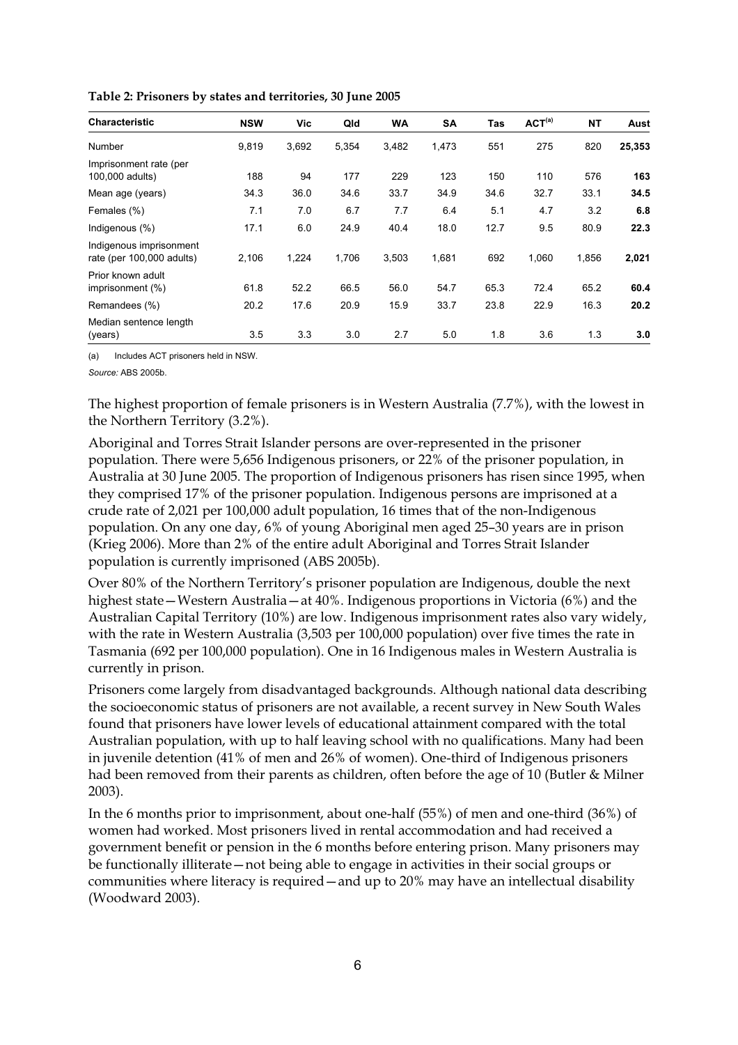**Table 2: Prisoners by states and territories, 30 June 2005**

| Characteristic | NSW | Vic | Qld | WA | SA | Tas | ACT[(a)] | NT | Aust |
|---|---|---|---|---|---|---|---|---|---|
| Number | 9,819 | 3,692 | 5,354 | 3,482 | 1,473 | 551 | 275 | 820 | **25,353** |
| Imprisonment rate (per 100,000 adults) | 188 | 94 | 177 | 229 | 123 | 150 | 110 | 576 | **163** |
| Mean age (years) | 34.3 | 36.0 | 34.6 | 33.7 | 34.9 | 34.6 | 32.7 | 33.1 | **34.5** |
| Females (%) | 7.1 | 7.0 | 6.7 | 7.7 | 6.4 | 5.1 | 4.7 | 3.2 | **6.8** |
| Indigenous (%) | 17.1 | 6.0 | 24.9 | 40.4 | 18.0 | 12.7 | 9.5 | 80.9 | **22.3** |
| Indigenous imprisonment rate (per 100,000 adults) | 2,106 | 1,224 | 1,706 | 3,503 | 1,681 | 692 | 1,060 | 1,856 | **2,021** |
| Prior known adult imprisonment (%) | 61.8 | 52.2 | 66.5 | 56.0 | 54.7 | 65.3 | 72.4 | 65.2 | **60.4** |
| Remandees (%) | 20.2 | 17.6 | 20.9 | 15.9 | 33.7 | 23.8 | 22.9 | 16.3 | **20.2** |
| Median sentence length (years) | 3.5 | 3.3 | 3.0 | 2.7 | 5.0 | 1.8 | 3.6 | 1.3 | **3.0** |

(a) Includes ACT prisoners held in NSW.

*Source:* ABS 2005b.

The highest proportion of female prisoners is in Western Australia (7.7%), with the lowest in the Northern Territory (3.2%).

Aboriginal and Torres Strait Islander persons are over-represented in the prisoner population. There were 5,656 Indigenous prisoners, or 22% of the prisoner population, in Australia at 30 June 2005. The proportion of Indigenous prisoners has risen since 1995, when they comprised 17% of the prisoner population. Indigenous persons are imprisoned at a crude rate of 2,021 per 100,000 adult population, 16 times that of the non-Indigenous population. On any one day, 6% of young Aboriginal men aged 25–30 years are in prison (Krieg 2006). More than 2% of the entire adult Aboriginal and Torres Strait Islander population is currently imprisoned (ABS 2005b).

Over 80% of the Northern Territory's prisoner population are Indigenous, double the next highest state—Western Australia—at 40%. Indigenous proportions in Victoria (6%) and the Australian Capital Territory (10%) are low. Indigenous imprisonment rates also vary widely, with the rate in Western Australia (3,503 per 100,000 population) over five times the rate in Tasmania (692 per 100,000 population). One in 16 Indigenous males in Western Australia is currently in prison.

Prisoners come largely from disadvantaged backgrounds. Although national data describing the socioeconomic status of prisoners are not available, a recent survey in New South Wales found that prisoners have lower levels of educational attainment compared with the total Australian population, with up to half leaving school with no qualifications. Many had been in juvenile detention (41% of men and 26% of women). One-third of Indigenous prisoners had been removed from their parents as children, often before the age of 10 (Butler & Milner 2003).

In the 6 months prior to imprisonment, about one-half (55%) of men and one-third (36%) of women had worked. Most prisoners lived in rental accommodation and had received a government benefit or pension in the 6 months before entering prison. Many prisoners may be functionally illiterate—not being able to engage in activities in their social groups or communities where literacy is required—and up to 20% may have an intellectual disability (Woodward 2003).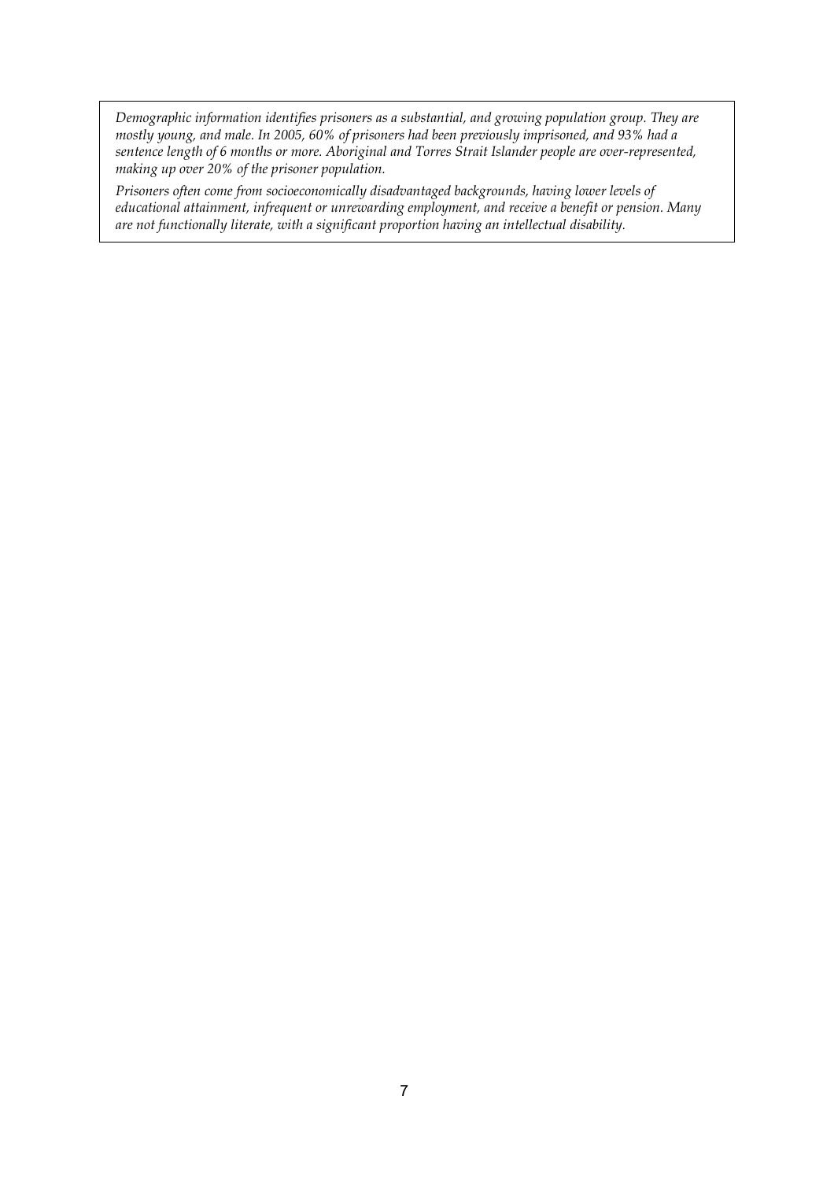*Demographic information identifies prisoners as a substantial, and growing population group. They are mostly young, and male. In 2005, 60% of prisoners had been previously imprisoned, and 93% had a sentence length of 6 months or more. Aboriginal and Torres Strait Islander people are over-represented, making up over 20% of the prisoner population.*

*Prisoners often come from socioeconomically disadvantaged backgrounds, having lower levels of educational attainment, infrequent or unrewarding employment, and receive a benefit or pension. Many are not functionally literate, with a significant proportion having an intellectual disability.*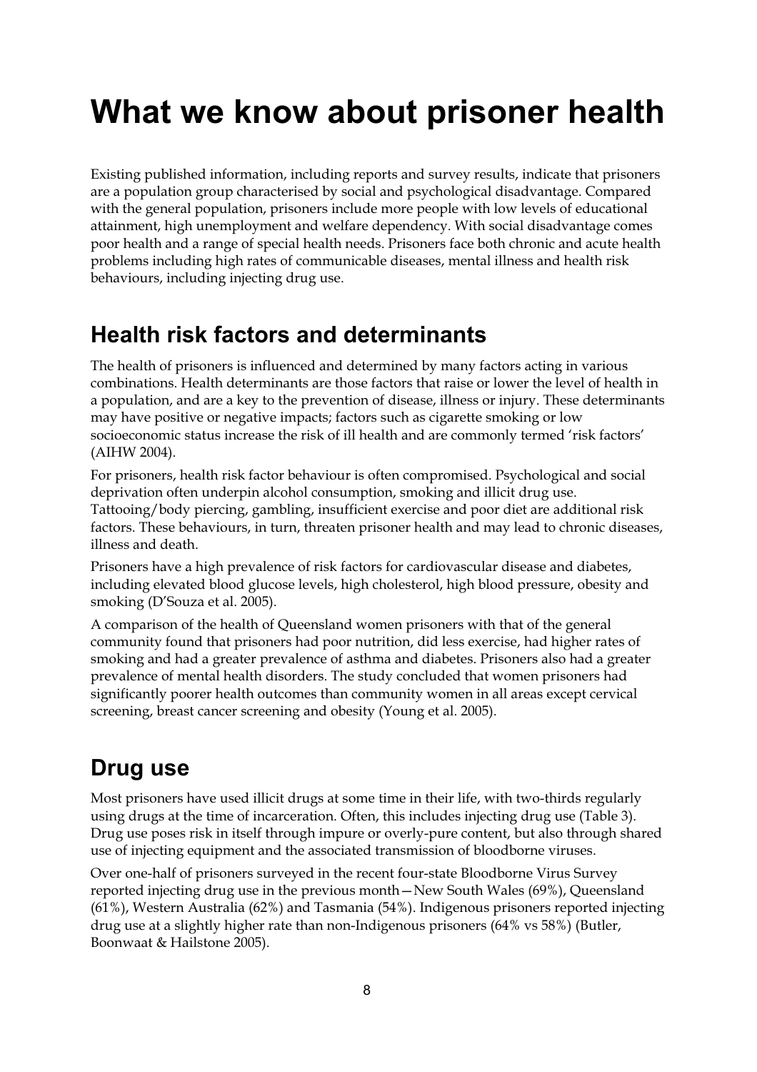# What we know about prisoner health

Existing published information, including reports and survey results, indicate that prisoners are a population group characterised by social and psychological disadvantage. Compared with the general population, prisoners include more people with low levels of educational attainment, high unemployment and welfare dependency. With social disadvantage comes poor health and a range of special health needs. Prisoners face both chronic and acute health problems including high rates of communicable diseases, mental illness and health risk behaviours, including injecting drug use.

## Health risk factors and determinants

The health of prisoners is influenced and determined by many factors acting in various combinations. Health determinants are those factors that raise or lower the level of health in a population, and are a key to the prevention of disease, illness or injury. These determinants may have positive or negative impacts; factors such as cigarette smoking or low socioeconomic status increase the risk of ill health and are commonly termed 'risk factors' (AIHW 2004).

For prisoners, health risk factor behaviour is often compromised. Psychological and social deprivation often underpin alcohol consumption, smoking and illicit drug use. Tattooing/body piercing, gambling, insufficient exercise and poor diet are additional risk factors. These behaviours, in turn, threaten prisoner health and may lead to chronic diseases, illness and death.

Prisoners have a high prevalence of risk factors for cardiovascular disease and diabetes, including elevated blood glucose levels, high cholesterol, high blood pressure, obesity and smoking (D'Souza et al. 2005).

A comparison of the health of Queensland women prisoners with that of the general community found that prisoners had poor nutrition, did less exercise, had higher rates of smoking and had a greater prevalence of asthma and diabetes. Prisoners also had a greater prevalence of mental health disorders. The study concluded that women prisoners had significantly poorer health outcomes than community women in all areas except cervical screening, breast cancer screening and obesity (Young et al. 2005).

## Drug use

Most prisoners have used illicit drugs at some time in their life, with two-thirds regularly using drugs at the time of incarceration. Often, this includes injecting drug use (Table 3). Drug use poses risk in itself through impure or overly-pure content, but also through shared use of injecting equipment and the associated transmission of bloodborne viruses.

Over one-half of prisoners surveyed in the recent four-state Bloodborne Virus Survey reported injecting drug use in the previous month—New South Wales (69%), Queensland (61%), Western Australia (62%) and Tasmania (54%). Indigenous prisoners reported injecting drug use at a slightly higher rate than non-Indigenous prisoners (64% vs 58%) (Butler, Boonwaat & Hailstone 2005).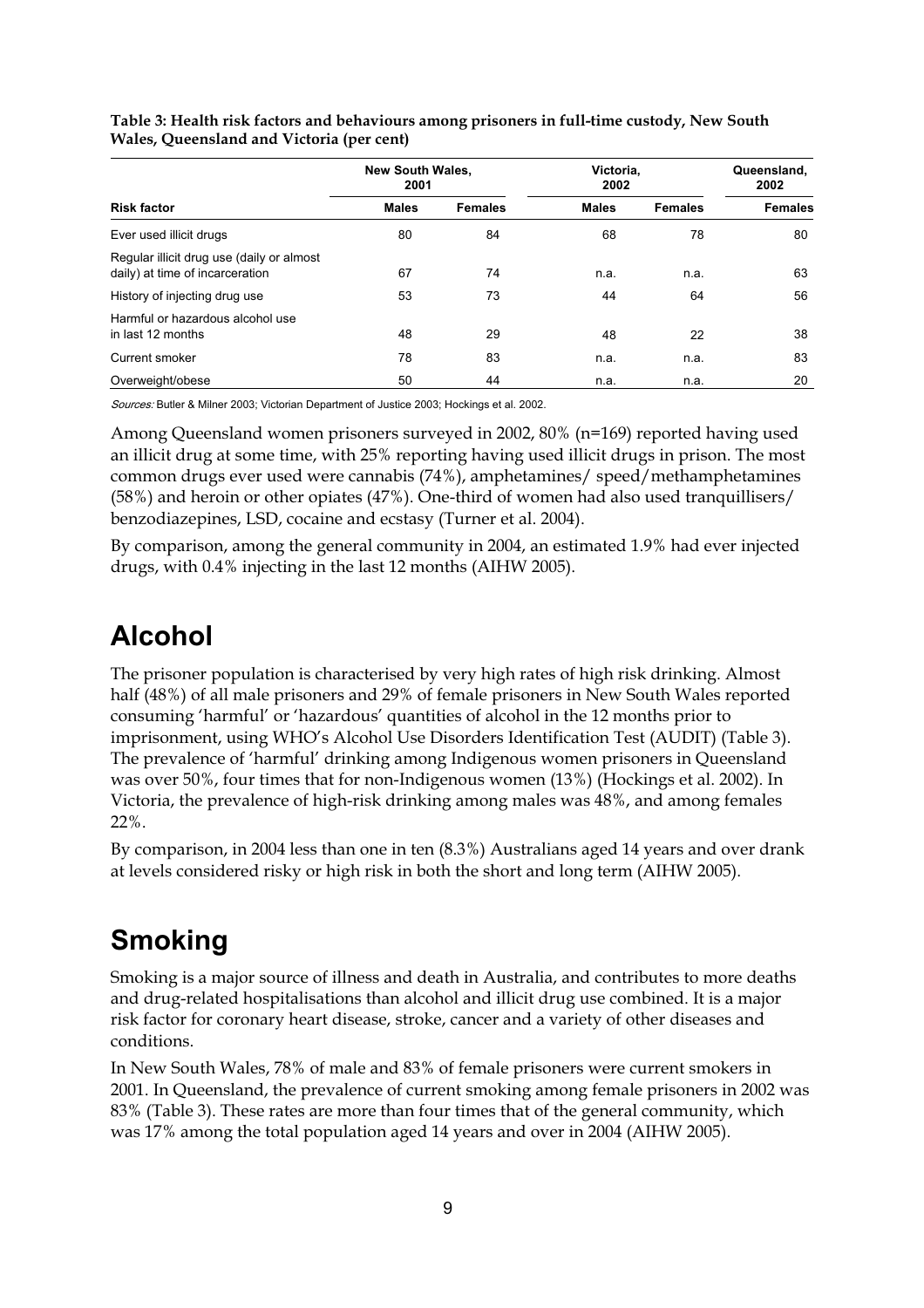**Table 3: Health risk factors and behaviours among prisoners in full-time custody, New South Wales, Queensland and Victoria (per cent)**

| | New South Wales, 2001 | | Victoria, 2002 | | Queensland, 2002 |
|---|---|---|---|---|---|
| **Risk factor** | **Males** | **Females** | **Males** | **Females** | **Females** |
| Ever used illicit drugs | 80 | 84 | 68 | 78 | 80 |
| Regular illicit drug use (daily or almost daily) at time of incarceration | 67 | 74 | n.a. | n.a. | 63 |
| History of injecting drug use | 53 | 73 | 44 | 64 | 56 |
| Harmful or hazardous alcohol use in last 12 months | 48 | 29 | 48 | 22 | 38 |
| Current smoker | 78 | 83 | n.a. | n.a. | 83 |
| Overweight/obese | 50 | 44 | n.a. | n.a. | 20 |

*Sources:* Butler & Milner 2003; Victorian Department of Justice 2003; Hockings et al. 2002.

Among Queensland women prisoners surveyed in 2002, 80% (n=169) reported having used an illicit drug at some time, with 25% reporting having used illicit drugs in prison. The most common drugs ever used were cannabis (74%), amphetamines/ speed/methamphetamines (58%) and heroin or other opiates (47%). One-third of women had also used tranquillisers/ benzodiazepines, LSD, cocaine and ecstasy (Turner et al. 2004).

By comparison, among the general community in 2004, an estimated 1.9% had ever injected drugs, with 0.4% injecting in the last 12 months (AIHW 2005).

# Alcohol

The prisoner population is characterised by very high rates of high risk drinking. Almost half (48%) of all male prisoners and 29% of female prisoners in New South Wales reported consuming 'harmful' or 'hazardous' quantities of alcohol in the 12 months prior to imprisonment, using WHO's Alcohol Use Disorders Identification Test (AUDIT) (Table 3). The prevalence of 'harmful' drinking among Indigenous women prisoners in Queensland was over 50%, four times that for non-Indigenous women (13%) (Hockings et al. 2002). In Victoria, the prevalence of high-risk drinking among males was 48%, and among females 22%.

By comparison, in 2004 less than one in ten (8.3%) Australians aged 14 years and over drank at levels considered risky or high risk in both the short and long term (AIHW 2005).

# Smoking

Smoking is a major source of illness and death in Australia, and contributes to more deaths and drug-related hospitalisations than alcohol and illicit drug use combined. It is a major risk factor for coronary heart disease, stroke, cancer and a variety of other diseases and conditions.

In New South Wales, 78% of male and 83% of female prisoners were current smokers in 2001. In Queensland, the prevalence of current smoking among female prisoners in 2002 was 83% (Table 3). These rates are more than four times that of the general community, which was 17% among the total population aged 14 years and over in 2004 (AIHW 2005).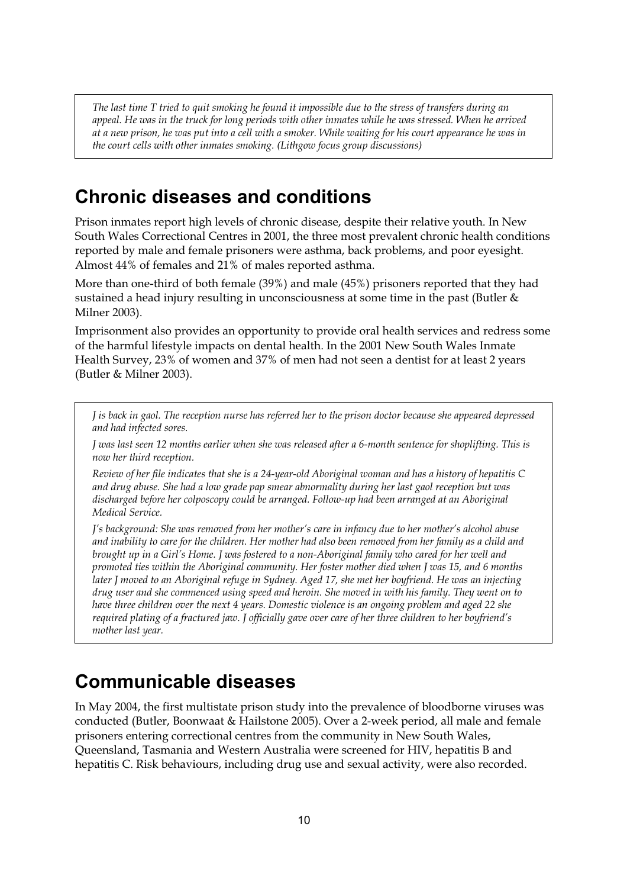*The last time T tried to quit smoking he found it impossible due to the stress of transfers during an appeal. He was in the truck for long periods with other inmates while he was stressed. When he arrived at a new prison, he was put into a cell with a smoker. While waiting for his court appearance he was in the court cells with other inmates smoking. (Lithgow focus group discussions)*

## Chronic diseases and conditions

Prison inmates report high levels of chronic disease, despite their relative youth. In New South Wales Correctional Centres in 2001, the three most prevalent chronic health conditions reported by male and female prisoners were asthma, back problems, and poor eyesight. Almost 44% of females and 21% of males reported asthma.

More than one-third of both female (39%) and male (45%) prisoners reported that they had sustained a head injury resulting in unconsciousness at some time in the past (Butler & Milner 2003).

Imprisonment also provides an opportunity to provide oral health services and redress some of the harmful lifestyle impacts on dental health. In the 2001 New South Wales Inmate Health Survey, 23% of women and 37% of men had not seen a dentist for at least 2 years (Butler & Milner 2003).

*J is back in gaol. The reception nurse has referred her to the prison doctor because she appeared depressed and had infected sores.*

*J was last seen 12 months earlier when she was released after a 6-month sentence for shoplifting. This is now her third reception.*

*Review of her file indicates that she is a 24-year-old Aboriginal woman and has a history of hepatitis C and drug abuse. She had a low grade pap smear abnormality during her last gaol reception but was discharged before her colposcopy could be arranged. Follow-up had been arranged at an Aboriginal Medical Service.*

*J's background: She was removed from her mother's care in infancy due to her mother's alcohol abuse and inability to care for the children. Her mother had also been removed from her family as a child and brought up in a Girl's Home. J was fostered to a non-Aboriginal family who cared for her well and promoted ties within the Aboriginal community. Her foster mother died when J was 15, and 6 months later J moved to an Aboriginal refuge in Sydney. Aged 17, she met her boyfriend. He was an injecting drug user and she commenced using speed and heroin. She moved in with his family. They went on to have three children over the next 4 years. Domestic violence is an ongoing problem and aged 22 she required plating of a fractured jaw. J officially gave over care of her three children to her boyfriend's mother last year.*

## Communicable diseases

In May 2004, the first multistate prison study into the prevalence of bloodborne viruses was conducted (Butler, Boonwaat & Hailstone 2005). Over a 2-week period, all male and female prisoners entering correctional centres from the community in New South Wales, Queensland, Tasmania and Western Australia were screened for HIV, hepatitis B and hepatitis C. Risk behaviours, including drug use and sexual activity, were also recorded.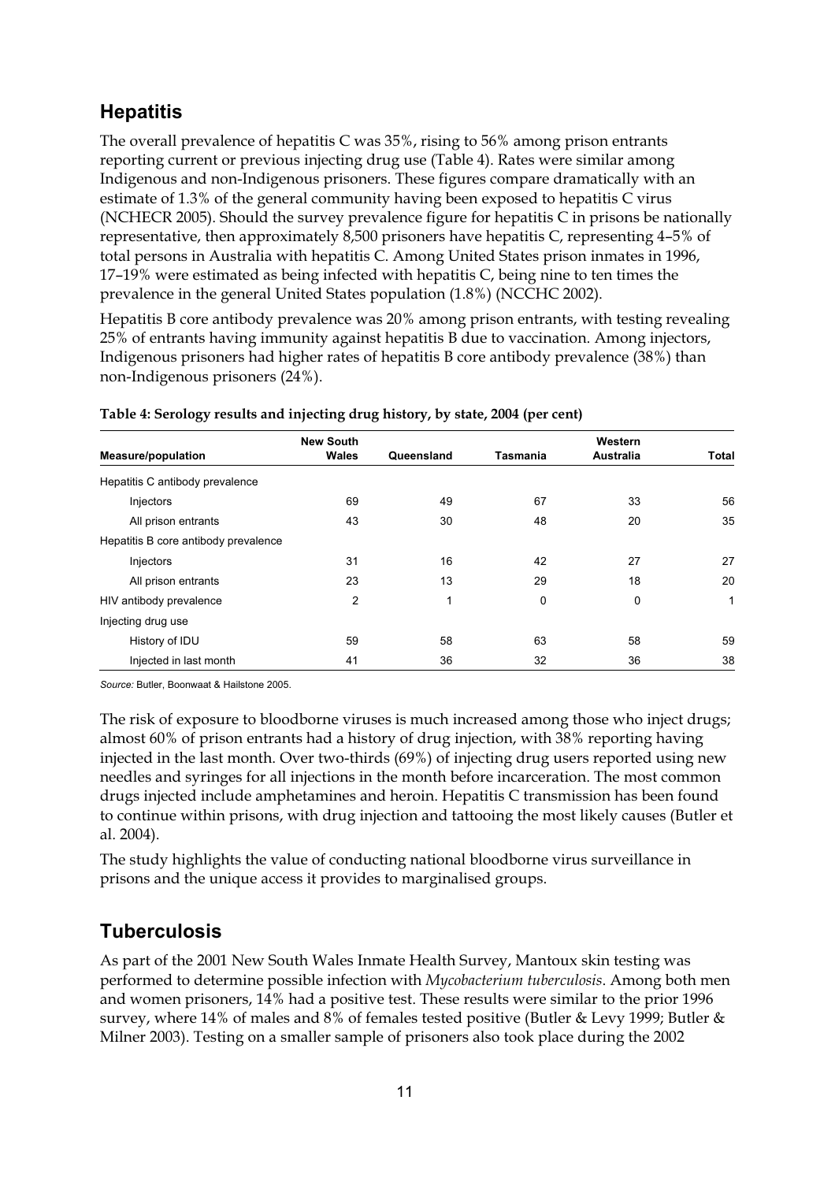## Hepatitis

The overall prevalence of hepatitis C was 35%, rising to 56% among prison entrants reporting current or previous injecting drug use (Table 4). Rates were similar among Indigenous and non-Indigenous prisoners. These figures compare dramatically with an estimate of 1.3% of the general community having been exposed to hepatitis C virus (NCHECR 2005). Should the survey prevalence figure for hepatitis C in prisons be nationally representative, then approximately 8,500 prisoners have hepatitis C, representing 4–5% of total persons in Australia with hepatitis C. Among United States prison inmates in 1996, 17–19% were estimated as being infected with hepatitis C, being nine to ten times the prevalence in the general United States population (1.8%) (NCCHC 2002).

Hepatitis B core antibody prevalence was 20% among prison entrants, with testing revealing 25% of entrants having immunity against hepatitis B due to vaccination. Among injectors, Indigenous prisoners had higher rates of hepatitis B core antibody prevalence (38%) than non-Indigenous prisoners (24%).

**Table 4: Serology results and injecting drug history, by state, 2004 (per cent)**

| Measure/population | New South Wales | Queensland | Tasmania | Western Australia | Total |
|---|---|---|---|---|---|
| Hepatitis C antibody prevalence | | | | | |
| Injectors | 69 | 49 | 67 | 33 | 56 |
| All prison entrants | 43 | 30 | 48 | 20 | 35 |
| Hepatitis B core antibody prevalence | | | | | |
| Injectors | 31 | 16 | 42 | 27 | 27 |
| All prison entrants | 23 | 13 | 29 | 18 | 20 |
| HIV antibody prevalence | 2 | 1 | 0 | 0 | 1 |
| Injecting drug use | | | | | |
| History of IDU | 59 | 58 | 63 | 58 | 59 |
| Injected in last month | 41 | 36 | 32 | 36 | 38 |

*Source:* Butler, Boonwaat & Hailstone 2005.

The risk of exposure to bloodborne viruses is much increased among those who inject drugs; almost 60% of prison entrants had a history of drug injection, with 38% reporting having injected in the last month. Over two-thirds (69%) of injecting drug users reported using new needles and syringes for all injections in the month before incarceration. The most common drugs injected include amphetamines and heroin. Hepatitis C transmission has been found to continue within prisons, with drug injection and tattooing the most likely causes (Butler et al. 2004).

The study highlights the value of conducting national bloodborne virus surveillance in prisons and the unique access it provides to marginalised groups.

## Tuberculosis

As part of the 2001 New South Wales Inmate Health Survey, Mantoux skin testing was performed to determine possible infection with *Mycobacterium tuberculosis*. Among both men and women prisoners, 14% had a positive test. These results were similar to the prior 1996 survey, where 14% of males and 8% of females tested positive (Butler & Levy 1999; Butler & Milner 2003). Testing on a smaller sample of prisoners also took place during the 2002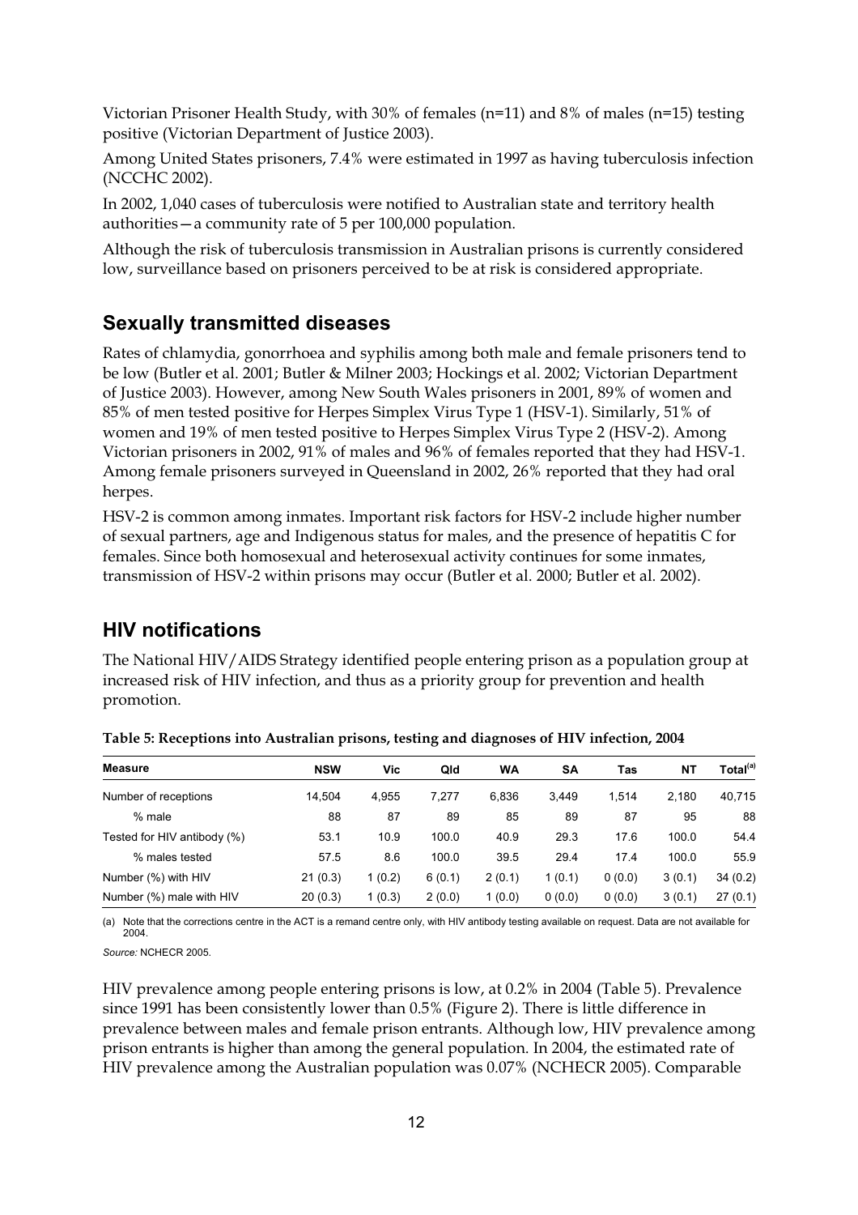Victorian Prisoner Health Study, with 30% of females (n=11) and 8% of males (n=15) testing positive (Victorian Department of Justice 2003).

Among United States prisoners, 7.4% were estimated in 1997 as having tuberculosis infection (NCCHC 2002).

In 2002, 1,040 cases of tuberculosis were notified to Australian state and territory health authorities—a community rate of 5 per 100,000 population.

Although the risk of tuberculosis transmission in Australian prisons is currently considered low, surveillance based on prisoners perceived to be at risk is considered appropriate.

## Sexually transmitted diseases

Rates of chlamydia, gonorrhoea and syphilis among both male and female prisoners tend to be low (Butler et al. 2001; Butler & Milner 2003; Hockings et al. 2002; Victorian Department of Justice 2003). However, among New South Wales prisoners in 2001, 89% of women and 85% of men tested positive for Herpes Simplex Virus Type 1 (HSV-1). Similarly, 51% of women and 19% of men tested positive to Herpes Simplex Virus Type 2 (HSV-2). Among Victorian prisoners in 2002, 91% of males and 96% of females reported that they had HSV-1. Among female prisoners surveyed in Queensland in 2002, 26% reported that they had oral herpes.

HSV-2 is common among inmates. Important risk factors for HSV-2 include higher number of sexual partners, age and Indigenous status for males, and the presence of hepatitis C for females. Since both homosexual and heterosexual activity continues for some inmates, transmission of HSV-2 within prisons may occur (Butler et al. 2000; Butler et al. 2002).

## HIV notifications

The National HIV/AIDS Strategy identified people entering prison as a population group at increased risk of HIV infection, and thus as a priority group for prevention and health promotion.

**Table 5: Receptions into Australian prisons, testing and diagnoses of HIV infection, 2004**

| Measure | NSW | Vic | Qld | WA | SA | Tas | NT | Total[(a)] |
|---|---|---|---|---|---|---|---|---|
| Number of receptions | 14,504 | 4,955 | 7,277 | 6,836 | 3,449 | 1,514 | 2,180 | 40,715 |
| % male | 88 | 87 | 89 | 85 | 89 | 87 | 95 | 88 |
| Tested for HIV antibody (%) | 53.1 | 10.9 | 100.0 | 40.9 | 29.3 | 17.6 | 100.0 | 54.4 |
| % males tested | 57.5 | 8.6 | 100.0 | 39.5 | 29.4 | 17.4 | 100.0 | 55.9 |
| Number (%) with HIV | 21 (0.3) | 1 (0.2) | 6 (0.1) | 2 (0.1) | 1 (0.1) | 0 (0.0) | 3 (0.1) | 34 (0.2) |
| Number (%) male with HIV | 20 (0.3) | 1 (0.3) | 2 (0.0) | 1 (0.0) | 0 (0.0) | 0 (0.0) | 3 (0.1) | 27 (0.1) |

(a) Note that the corrections centre in the ACT is a remand centre only, with HIV antibody testing available on request. Data are not available for 2004.

*Source:* NCHECR 2005.

HIV prevalence among people entering prisons is low, at 0.2% in 2004 (Table 5). Prevalence since 1991 has been consistently lower than 0.5% (Figure 2). There is little difference in prevalence between males and female prison entrants. Although low, HIV prevalence among prison entrants is higher than among the general population. In 2004, the estimated rate of HIV prevalence among the Australian population was 0.07% (NCHECR 2005). Comparable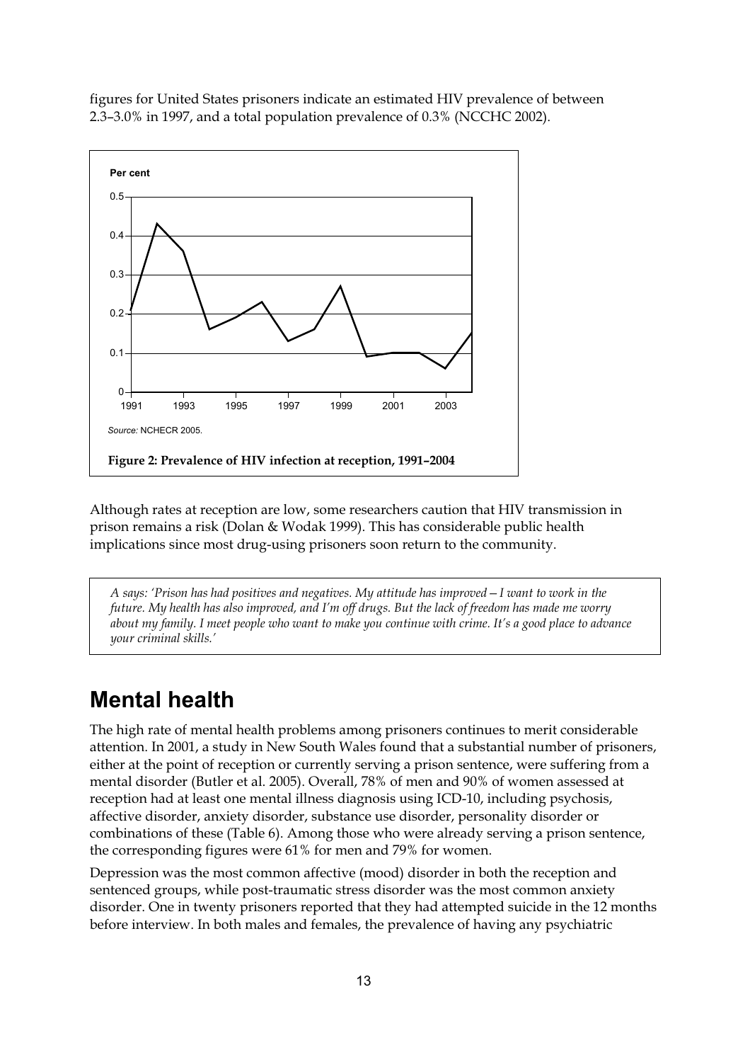figures for United States prisoners indicate an estimated HIV prevalence of between 2.3–3.0% in 1997, and a total population prevalence of 0.3% (NCCHC 2002).

*Source:* NCHECR 2005.

**Figure 2: Prevalence of HIV infection at reception, 1991–2004**

Although rates at reception are low, some researchers caution that HIV transmission in prison remains a risk (Dolan & Wodak 1999). This has considerable public health implications since most drug-using prisoners soon return to the community.

> *A says: 'Prison has had positives and negatives. My attitude has improved—I want to work in the future. My health has also improved, and I'm off drugs. But the lack of freedom has made me worry about my family. I meet people who want to make you continue with crime. It's a good place to advance your criminal skills.'*

# Mental health

The high rate of mental health problems among prisoners continues to merit considerable attention. In 2001, a study in New South Wales found that a substantial number of prisoners, either at the point of reception or currently serving a prison sentence, were suffering from a mental disorder (Butler et al. 2005). Overall, 78% of men and 90% of women assessed at reception had at least one mental illness diagnosis using ICD-10, including psychosis, affective disorder, anxiety disorder, substance use disorder, personality disorder or combinations of these (Table 6). Among those who were already serving a prison sentence, the corresponding figures were 61% for men and 79% for women.

Depression was the most common affective (mood) disorder in both the reception and sentenced groups, while post-traumatic stress disorder was the most common anxiety disorder. One in twenty prisoners reported that they had attempted suicide in the 12 months before interview. In both males and females, the prevalence of having any psychiatric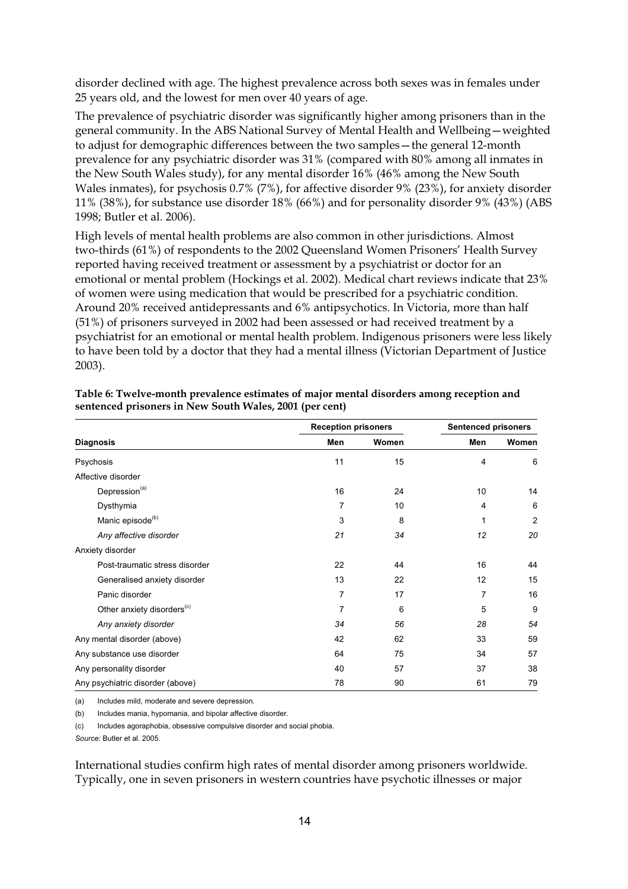disorder declined with age. The highest prevalence across both sexes was in females under 25 years old, and the lowest for men over 40 years of age.

The prevalence of psychiatric disorder was significantly higher among prisoners than in the general community. In the ABS National Survey of Mental Health and Wellbeing—weighted to adjust for demographic differences between the two samples—the general 12-month prevalence for any psychiatric disorder was 31% (compared with 80% among all inmates in the New South Wales study), for any mental disorder 16% (46% among the New South Wales inmates), for psychosis 0.7% (7%), for affective disorder 9% (23%), for anxiety disorder 11% (38%), for substance use disorder 18% (66%) and for personality disorder 9% (43%) (ABS 1998; Butler et al. 2006).

High levels of mental health problems are also common in other jurisdictions. Almost two-thirds (61%) of respondents to the 2002 Queensland Women Prisoners' Health Survey reported having received treatment or assessment by a psychiatrist or doctor for an emotional or mental problem (Hockings et al. 2002). Medical chart reviews indicate that 23% of women were using medication that would be prescribed for a psychiatric condition. Around 20% received antidepressants and 6% antipsychotics. In Victoria, more than half (51%) of prisoners surveyed in 2002 had been assessed or had received treatment by a psychiatrist for an emotional or mental health problem. Indigenous prisoners were less likely to have been told by a doctor that they had a mental illness (Victorian Department of Justice 2003).

**Table 6: Twelve-month prevalence estimates of major mental disorders among reception and sentenced prisoners in New South Wales, 2001 (per cent)**

| | Reception prisoners | | Sentenced prisoners | |
|---|---|---|---|---|
| **Diagnosis** | **Men** | **Women** | **Men** | **Women** |
| Psychosis | 11 | 15 | 4 | 6 |
| Affective disorder | | | | |
| Depression[(a)] | 16 | 24 | 10 | 14 |
| Dysthymia | 7 | 10 | 4 | 6 |
| Manic episode[(b)] | 3 | 8 | 1 | 2 |
| *Any affective disorder* | *21* | *34* | *12* | *20* |
| Anxiety disorder | | | | |
| Post-traumatic stress disorder | 22 | 44 | 16 | 44 |
| Generalised anxiety disorder | 13 | 22 | 12 | 15 |
| Panic disorder | 7 | 17 | 7 | 16 |
| Other anxiety disorders[(c)] | 7 | 6 | 5 | 9 |
| *Any anxiety disorder* | *34* | *56* | *28* | *54* |
| Any mental disorder (above) | 42 | 62 | 33 | 59 |
| Any substance use disorder | 64 | 75 | 34 | 57 |
| Any personality disorder | 40 | 57 | 37 | 38 |
| Any psychiatric disorder (above) | 78 | 90 | 61 | 79 |

(a) Includes mild, moderate and severe depression.

(b) Includes mania, hypomania, and bipolar affective disorder.

(c) Includes agoraphobia, obsessive compulsive disorder and social phobia.

*Source:* Butler et al. 2005.

International studies confirm high rates of mental disorder among prisoners worldwide. Typically, one in seven prisoners in western countries have psychotic illnesses or major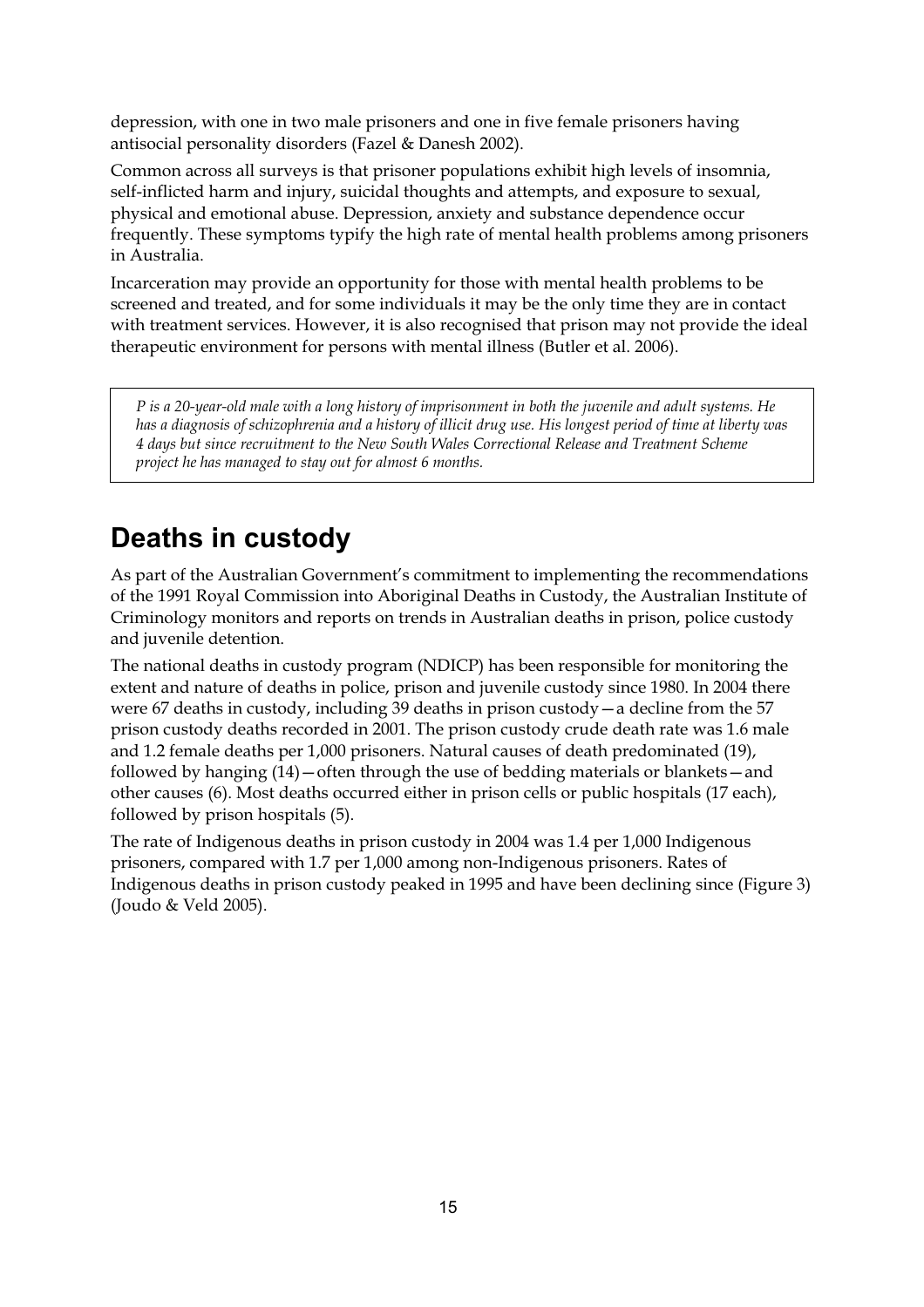depression, with one in two male prisoners and one in five female prisoners having antisocial personality disorders (Fazel & Danesh 2002).

Common across all surveys is that prisoner populations exhibit high levels of insomnia, self-inflicted harm and injury, suicidal thoughts and attempts, and exposure to sexual, physical and emotional abuse. Depression, anxiety and substance dependence occur frequently. These symptoms typify the high rate of mental health problems among prisoners in Australia.

Incarceration may provide an opportunity for those with mental health problems to be screened and treated, and for some individuals it may be the only time they are in contact with treatment services. However, it is also recognised that prison may not provide the ideal therapeutic environment for persons with mental illness (Butler et al. 2006).

> *P is a 20-year-old male with a long history of imprisonment in both the juvenile and adult systems. He has a diagnosis of schizophrenia and a history of illicit drug use. His longest period of time at liberty was 4 days but since recruitment to the New South Wales Correctional Release and Treatment Scheme project he has managed to stay out for almost 6 months.*

## Deaths in custody

As part of the Australian Government's commitment to implementing the recommendations of the 1991 Royal Commission into Aboriginal Deaths in Custody, the Australian Institute of Criminology monitors and reports on trends in Australian deaths in prison, police custody and juvenile detention.

The national deaths in custody program (NDICP) has been responsible for monitoring the extent and nature of deaths in police, prison and juvenile custody since 1980. In 2004 there were 67 deaths in custody, including 39 deaths in prison custody—a decline from the 57 prison custody deaths recorded in 2001. The prison custody crude death rate was 1.6 male and 1.2 female deaths per 1,000 prisoners. Natural causes of death predominated (19), followed by hanging (14)—often through the use of bedding materials or blankets—and other causes (6). Most deaths occurred either in prison cells or public hospitals (17 each), followed by prison hospitals (5).

The rate of Indigenous deaths in prison custody in 2004 was 1.4 per 1,000 Indigenous prisoners, compared with 1.7 per 1,000 among non-Indigenous prisoners. Rates of Indigenous deaths in prison custody peaked in 1995 and have been declining since (Figure 3) (Joudo & Veld 2005).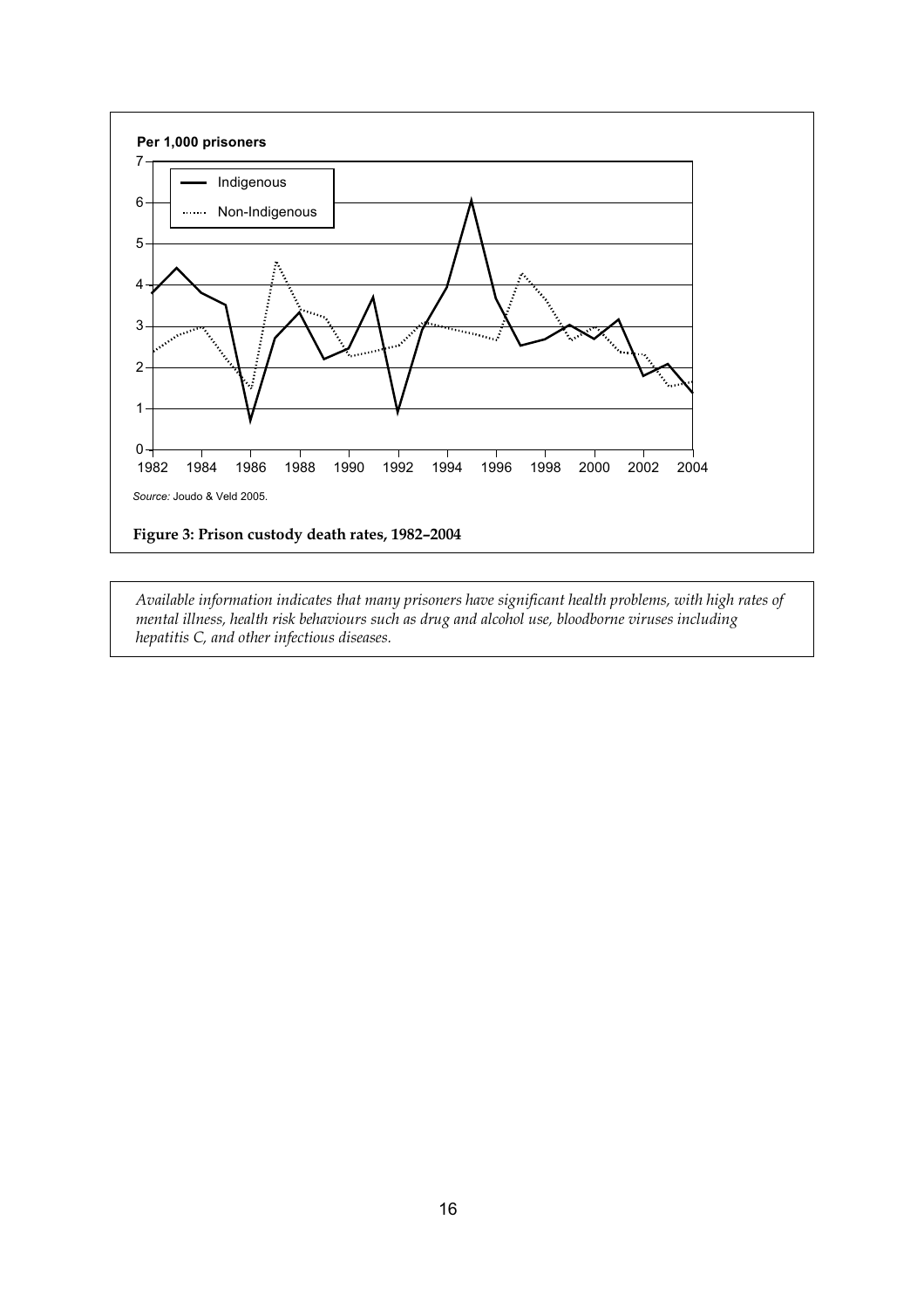Per 1,000 prisoners

Source: Joudo & Veld 2005.

**Figure 3: Prison custody death rates, 1982–2004**

*Available information indicates that many prisoners have significant health problems, with high rates of mental illness, health risk behaviours such as drug and alcohol use, bloodborne viruses including hepatitis C, and other infectious diseases.*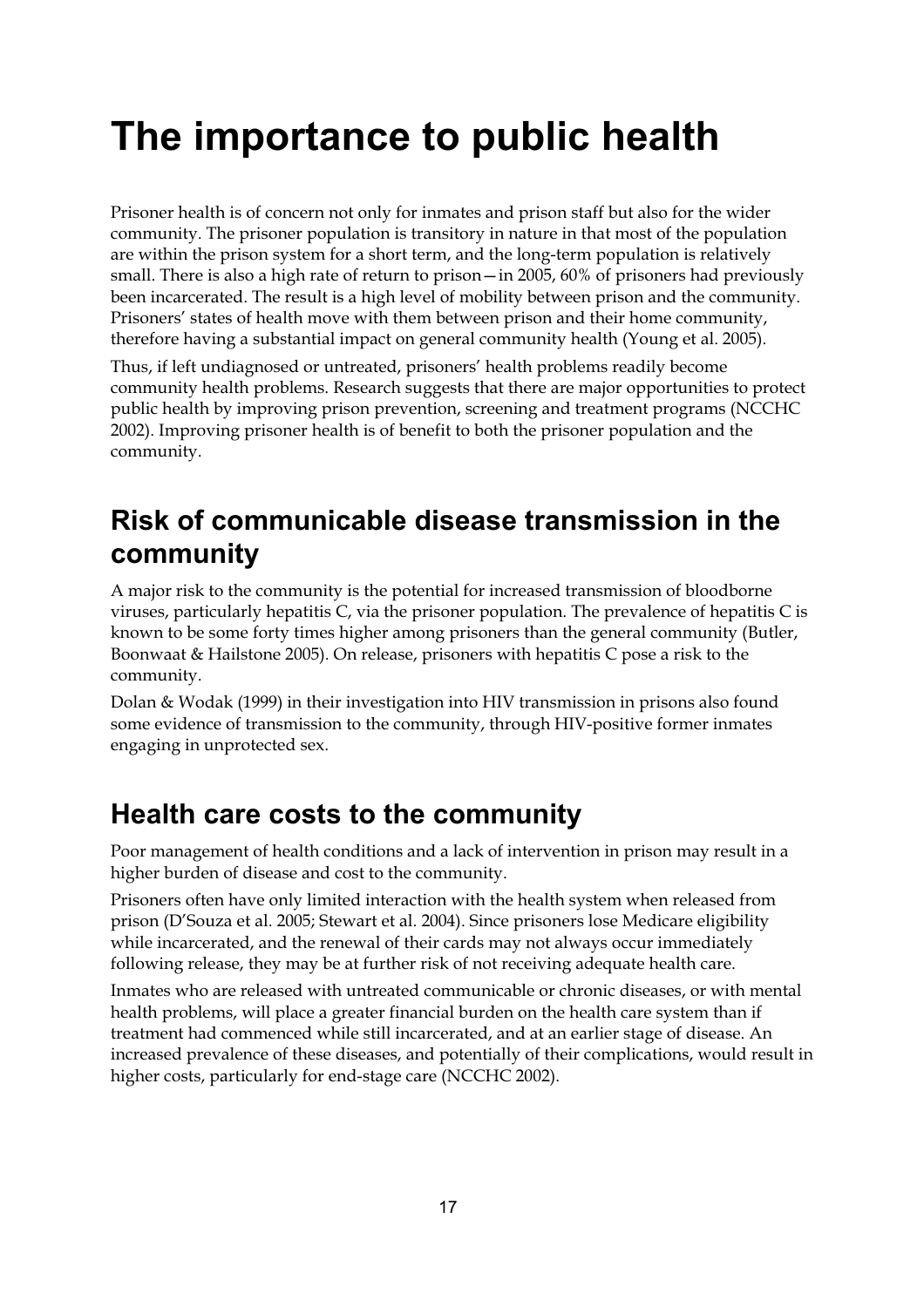# The importance to public health

Prisoner health is of concern not only for inmates and prison staff but also for the wider community. The prisoner population is transitory in nature in that most of the population are within the prison system for a short term, and the long-term population is relatively small. There is also a high rate of return to prison—in 2005, 60% of prisoners had previously been incarcerated. The result is a high level of mobility between prison and the community. Prisoners' states of health move with them between prison and their home community, therefore having a substantial impact on general community health (Young et al. 2005).

Thus, if left undiagnosed or untreated, prisoners' health problems readily become community health problems. Research suggests that there are major opportunities to protect public health by improving prison prevention, screening and treatment programs (NCCHC 2002). Improving prisoner health is of benefit to both the prisoner population and the community.

## Risk of communicable disease transmission in the community

A major risk to the community is the potential for increased transmission of bloodborne viruses, particularly hepatitis C, via the prisoner population. The prevalence of hepatitis C is known to be some forty times higher among prisoners than the general community (Butler, Boonwaat & Hailstone 2005). On release, prisoners with hepatitis C pose a risk to the community.

Dolan & Wodak (1999) in their investigation into HIV transmission in prisons also found some evidence of transmission to the community, through HIV-positive former inmates engaging in unprotected sex.

## Health care costs to the community

Poor management of health conditions and a lack of intervention in prison may result in a higher burden of disease and cost to the community.

Prisoners often have only limited interaction with the health system when released from prison (D'Souza et al. 2005; Stewart et al. 2004). Since prisoners lose Medicare eligibility while incarcerated, and the renewal of their cards may not always occur immediately following release, they may be at further risk of not receiving adequate health care.

Inmates who are released with untreated communicable or chronic diseases, or with mental health problems, will place a greater financial burden on the health care system than if treatment had commenced while still incarcerated, and at an earlier stage of disease. An increased prevalence of these diseases, and potentially of their complications, would result in higher costs, particularly for end-stage care (NCCHC 2002).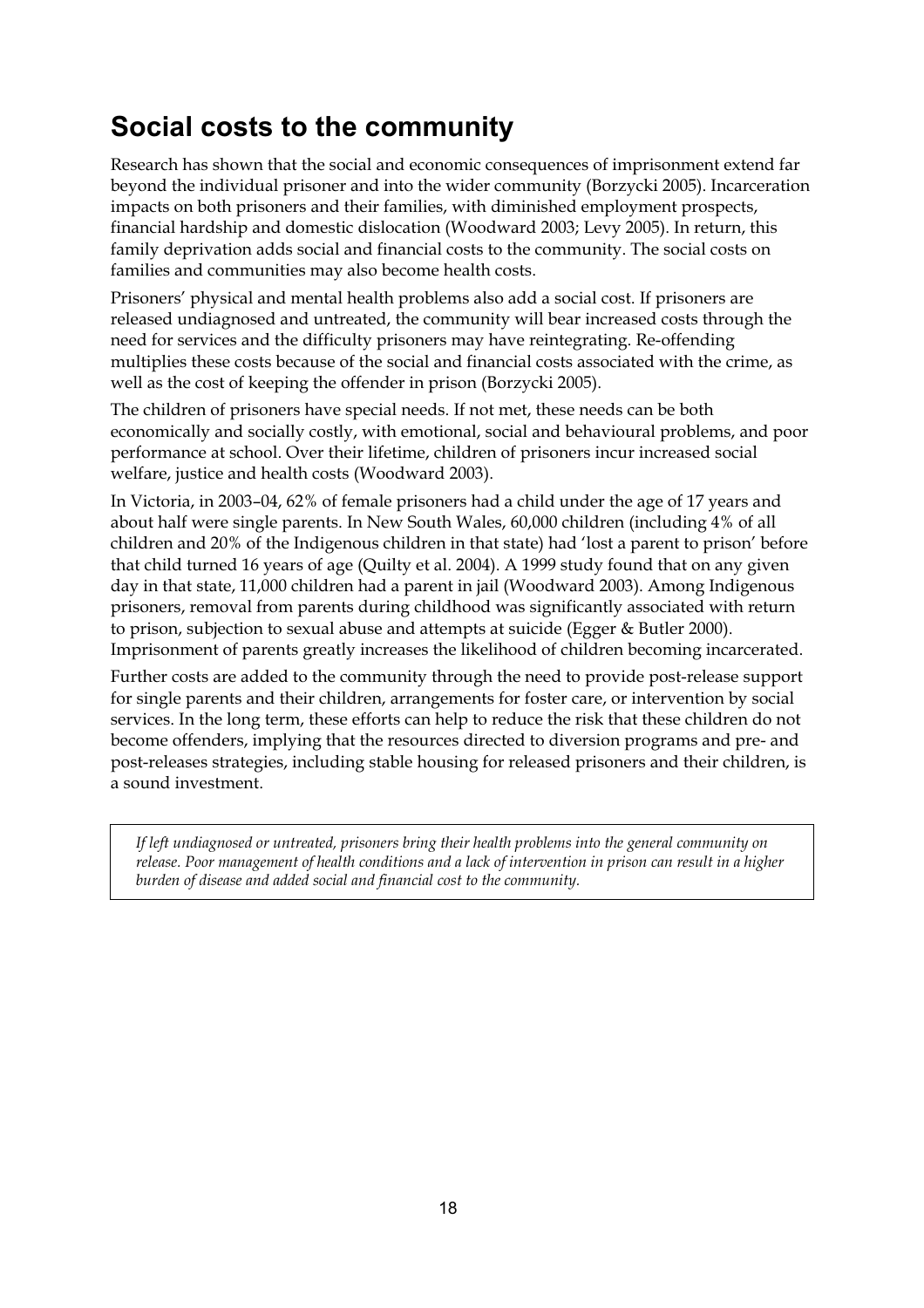## Social costs to the community

Research has shown that the social and economic consequences of imprisonment extend far beyond the individual prisoner and into the wider community (Borzycki 2005). Incarceration impacts on both prisoners and their families, with diminished employment prospects, financial hardship and domestic dislocation (Woodward 2003; Levy 2005). In return, this family deprivation adds social and financial costs to the community. The social costs on families and communities may also become health costs.

Prisoners' physical and mental health problems also add a social cost. If prisoners are released undiagnosed and untreated, the community will bear increased costs through the need for services and the difficulty prisoners may have reintegrating. Re-offending multiplies these costs because of the social and financial costs associated with the crime, as well as the cost of keeping the offender in prison (Borzycki 2005).

The children of prisoners have special needs. If not met, these needs can be both economically and socially costly, with emotional, social and behavioural problems, and poor performance at school. Over their lifetime, children of prisoners incur increased social welfare, justice and health costs (Woodward 2003).

In Victoria, in 2003–04, 62% of female prisoners had a child under the age of 17 years and about half were single parents. In New South Wales, 60,000 children (including 4% of all children and 20% of the Indigenous children in that state) had 'lost a parent to prison' before that child turned 16 years of age (Quilty et al. 2004). A 1999 study found that on any given day in that state, 11,000 children had a parent in jail (Woodward 2003). Among Indigenous prisoners, removal from parents during childhood was significantly associated with return to prison, subjection to sexual abuse and attempts at suicide (Egger & Butler 2000). Imprisonment of parents greatly increases the likelihood of children becoming incarcerated.

Further costs are added to the community through the need to provide post-release support for single parents and their children, arrangements for foster care, or intervention by social services. In the long term, these efforts can help to reduce the risk that these children do not become offenders, implying that the resources directed to diversion programs and pre- and post-releases strategies, including stable housing for released prisoners and their children, is a sound investment.

*If left undiagnosed or untreated, prisoners bring their health problems into the general community on release. Poor management of health conditions and a lack of intervention in prison can result in a higher burden of disease and added social and financial cost to the community.*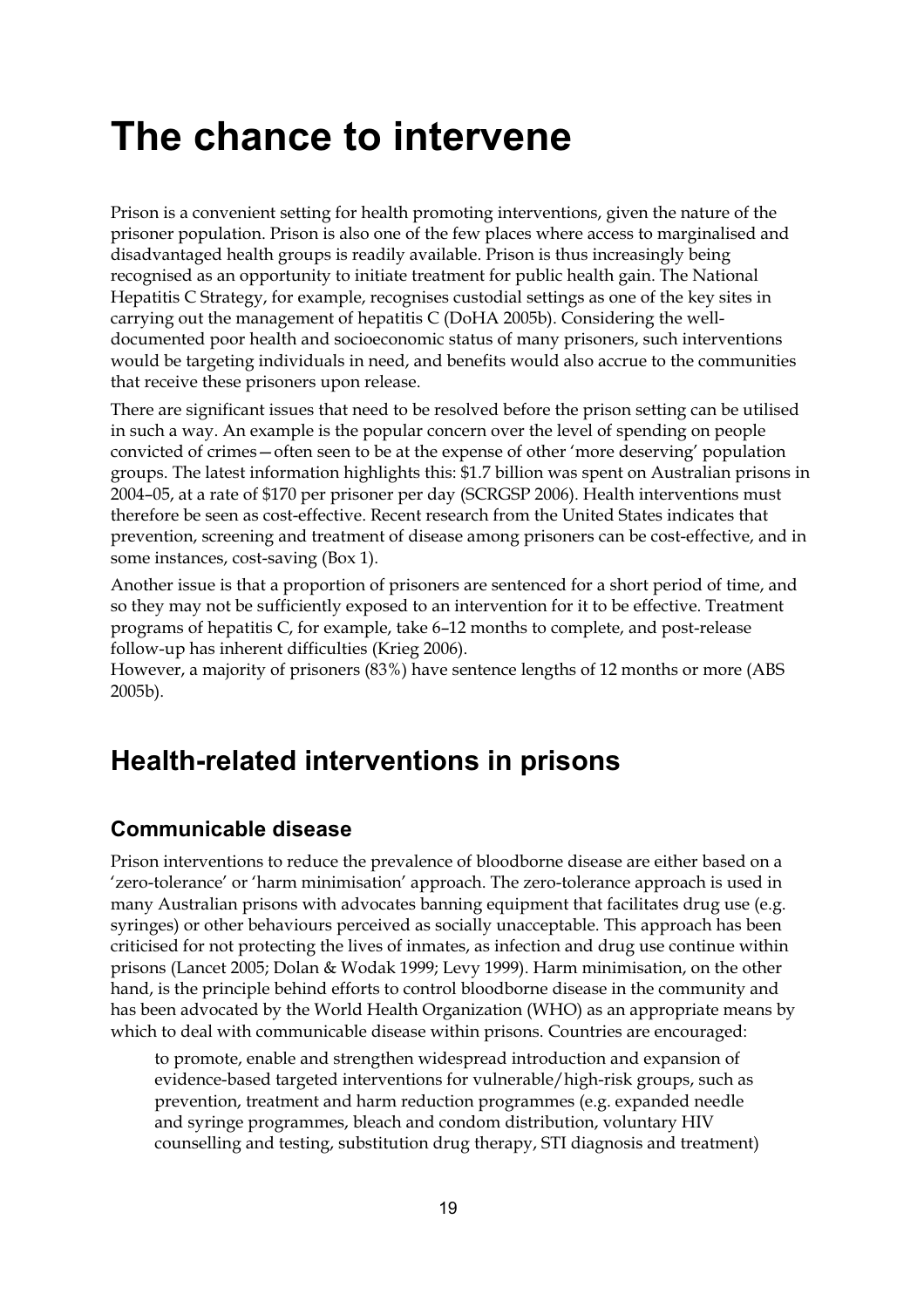# The chance to intervene

Prison is a convenient setting for health promoting interventions, given the nature of the prisoner population. Prison is also one of the few places where access to marginalised and disadvantaged health groups is readily available. Prison is thus increasingly being recognised as an opportunity to initiate treatment for public health gain. The National Hepatitis C Strategy, for example, recognises custodial settings as one of the key sites in carrying out the management of hepatitis C (DoHA 2005b). Considering the well-documented poor health and socioeconomic status of many prisoners, such interventions would be targeting individuals in need, and benefits would also accrue to the communities that receive these prisoners upon release.

There are significant issues that need to be resolved before the prison setting can be utilised in such a way. An example is the popular concern over the level of spending on people convicted of crimes—often seen to be at the expense of other 'more deserving' population groups. The latest information highlights this: $1.7 billion was spent on Australian prisons in 2004–05, at a rate of $170 per prisoner per day (SCRGSP 2006). Health interventions must therefore be seen as cost-effective. Recent research from the United States indicates that prevention, screening and treatment of disease among prisoners can be cost-effective, and in some instances, cost-saving (Box 1).

Another issue is that a proportion of prisoners are sentenced for a short period of time, and so they may not be sufficiently exposed to an intervention for it to be effective. Treatment programs of hepatitis C, for example, take 6–12 months to complete, and post-release follow-up has inherent difficulties (Krieg 2006).
However, a majority of prisoners (83%) have sentence lengths of 12 months or more (ABS 2005b).

## Health-related interventions in prisons

### Communicable disease

Prison interventions to reduce the prevalence of bloodborne disease are either based on a 'zero-tolerance' or 'harm minimisation' approach. The zero-tolerance approach is used in many Australian prisons with advocates banning equipment that facilitates drug use (e.g. syringes) or other behaviours perceived as socially unacceptable. This approach has been criticised for not protecting the lives of inmates, as infection and drug use continue within prisons (Lancet 2005; Dolan & Wodak 1999; Levy 1999). Harm minimisation, on the other hand, is the principle behind efforts to control bloodborne disease in the community and has been advocated by the World Health Organization (WHO) as an appropriate means by which to deal with communicable disease within prisons. Countries are encouraged:

> to promote, enable and strengthen widespread introduction and expansion of evidence-based targeted interventions for vulnerable/high-risk groups, such as prevention, treatment and harm reduction programmes (e.g. expanded needle and syringe programmes, bleach and condom distribution, voluntary HIV counselling and testing, substitution drug therapy, STI diagnosis and treatment)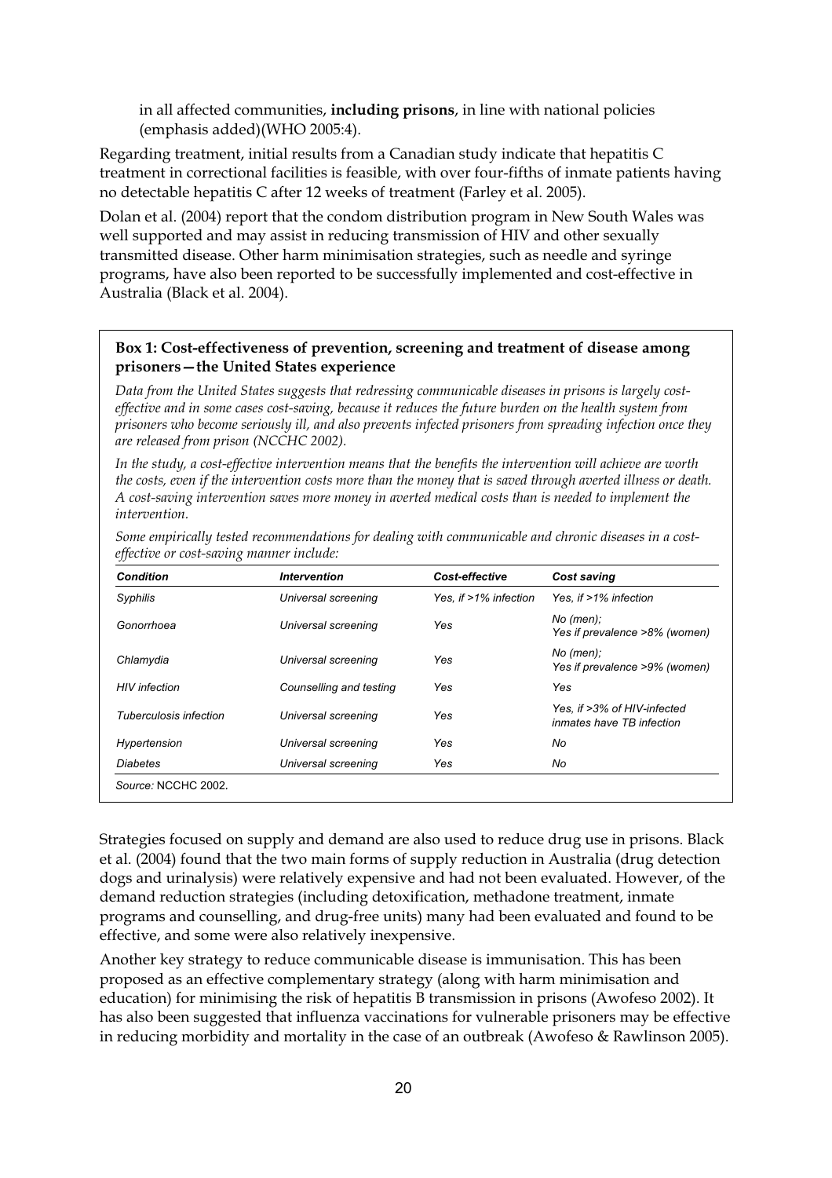in all affected communities, **including prisons**, in line with national policies (emphasis added)(WHO 2005:4).

Regarding treatment, initial results from a Canadian study indicate that hepatitis C treatment in correctional facilities is feasible, with over four-fifths of inmate patients having no detectable hepatitis C after 12 weeks of treatment (Farley et al. 2005).

Dolan et al. (2004) report that the condom distribution program in New South Wales was well supported and may assist in reducing transmission of HIV and other sexually transmitted disease. Other harm minimisation strategies, such as needle and syringe programs, have also been reported to be successfully implemented and cost-effective in Australia (Black et al. 2004).

**Box 1: Cost-effectiveness of prevention, screening and treatment of disease among prisoners—the United States experience**

*Data from the United States suggests that redressing communicable diseases in prisons is largely cost-effective and in some cases cost-saving, because it reduces the future burden on the health system from prisoners who become seriously ill, and also prevents infected prisoners from spreading infection once they are released from prison (NCCHC 2002).*

*In the study, a cost-effective intervention means that the benefits the intervention will achieve are worth the costs, even if the intervention costs more than the money that is saved through averted illness or death. A cost-saving intervention saves more money in averted medical costs than is needed to implement the intervention.*

*Some empirically tested recommendations for dealing with communicable and chronic diseases in a cost-effective or cost-saving manner include:*

| Condition | Intervention | Cost-effective | Cost saving |
|---|---|---|---|
| Syphilis | Universal screening | Yes, if >1% infection | Yes, if >1% infection |
| Gonorrhoea | Universal screening | Yes | No (men); Yes if prevalence >8% (women) |
| Chlamydia | Universal screening | Yes | No (men); Yes if prevalence >9% (women) |
| HIV infection | Counselling and testing | Yes | Yes |
| Tuberculosis infection | Universal screening | Yes | Yes, if >3% of HIV-infected inmates have TB infection |
| Hypertension | Universal screening | Yes | No |
| Diabetes | Universal screening | Yes | No |

*Source:* NCCHC 2002.

Strategies focused on supply and demand are also used to reduce drug use in prisons. Black et al. (2004) found that the two main forms of supply reduction in Australia (drug detection dogs and urinalysis) were relatively expensive and had not been evaluated. However, of the demand reduction strategies (including detoxification, methadone treatment, inmate programs and counselling, and drug-free units) many had been evaluated and found to be effective, and some were also relatively inexpensive.

Another key strategy to reduce communicable disease is immunisation. This has been proposed as an effective complementary strategy (along with harm minimisation and education) for minimising the risk of hepatitis B transmission in prisons (Awofeso 2002). It has also been suggested that influenza vaccinations for vulnerable prisoners may be effective in reducing morbidity and mortality in the case of an outbreak (Awofeso & Rawlinson 2005).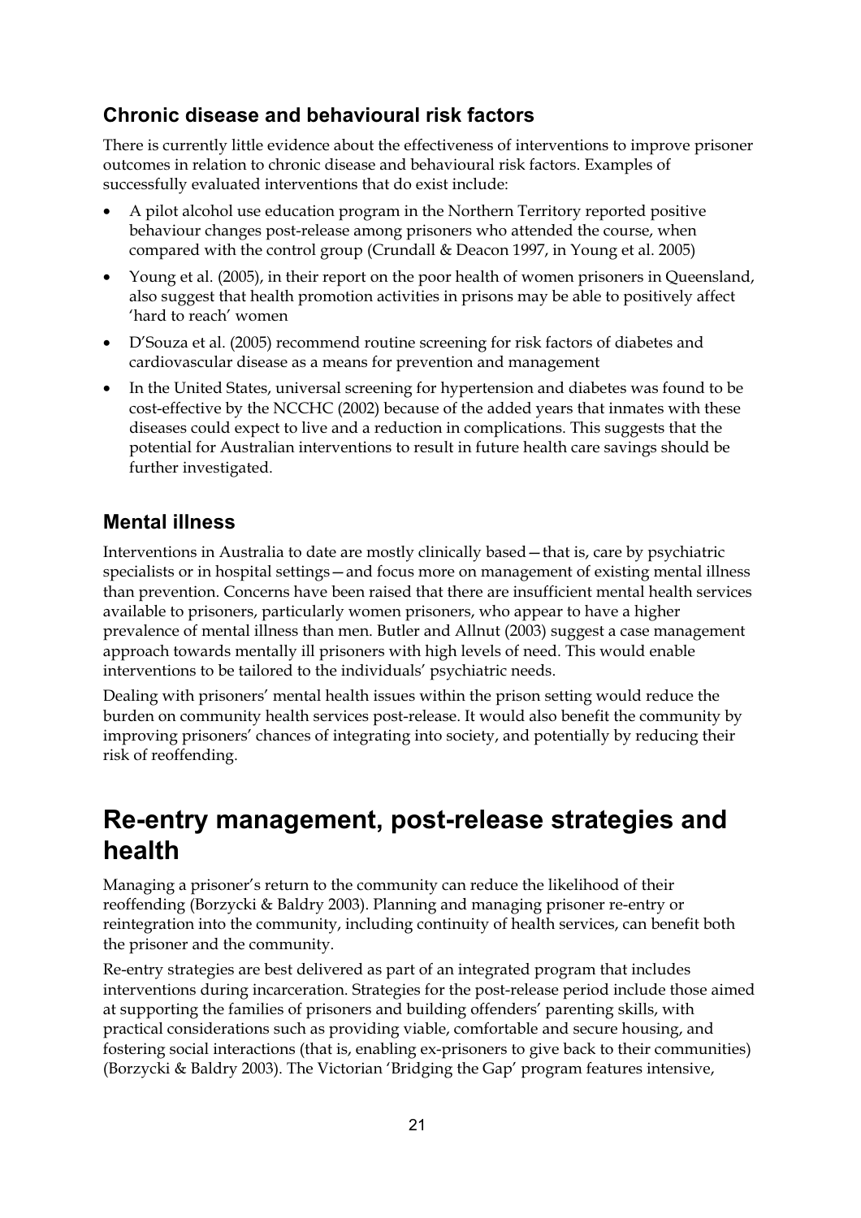### Chronic disease and behavioural risk factors

There is currently little evidence about the effectiveness of interventions to improve prisoner outcomes in relation to chronic disease and behavioural risk factors. Examples of successfully evaluated interventions that do exist include:

- A pilot alcohol use education program in the Northern Territory reported positive behaviour changes post-release among prisoners who attended the course, when compared with the control group (Crundall & Deacon 1997, in Young et al. 2005)
- Young et al. (2005), in their report on the poor health of women prisoners in Queensland, also suggest that health promotion activities in prisons may be able to positively affect 'hard to reach' women
- D'Souza et al. (2005) recommend routine screening for risk factors of diabetes and cardiovascular disease as a means for prevention and management
- In the United States, universal screening for hypertension and diabetes was found to be cost-effective by the NCCHC (2002) because of the added years that inmates with these diseases could expect to live and a reduction in complications. This suggests that the potential for Australian interventions to result in future health care savings should be further investigated.

### Mental illness

Interventions in Australia to date are mostly clinically based—that is, care by psychiatric specialists or in hospital settings—and focus more on management of existing mental illness than prevention. Concerns have been raised that there are insufficient mental health services available to prisoners, particularly women prisoners, who appear to have a higher prevalence of mental illness than men. Butler and Allnut (2003) suggest a case management approach towards mentally ill prisoners with high levels of need. This would enable interventions to be tailored to the individuals' psychiatric needs.

Dealing with prisoners' mental health issues within the prison setting would reduce the burden on community health services post-release. It would also benefit the community by improving prisoners' chances of integrating into society, and potentially by reducing their risk of reoffending.

## Re-entry management, post-release strategies and health

Managing a prisoner's return to the community can reduce the likelihood of their reoffending (Borzycki & Baldry 2003). Planning and managing prisoner re-entry or reintegration into the community, including continuity of health services, can benefit both the prisoner and the community.

Re-entry strategies are best delivered as part of an integrated program that includes interventions during incarceration. Strategies for the post-release period include those aimed at supporting the families of prisoners and building offenders' parenting skills, with practical considerations such as providing viable, comfortable and secure housing, and fostering social interactions (that is, enabling ex-prisoners to give back to their communities) (Borzycki & Baldry 2003). The Victorian 'Bridging the Gap' program features intensive,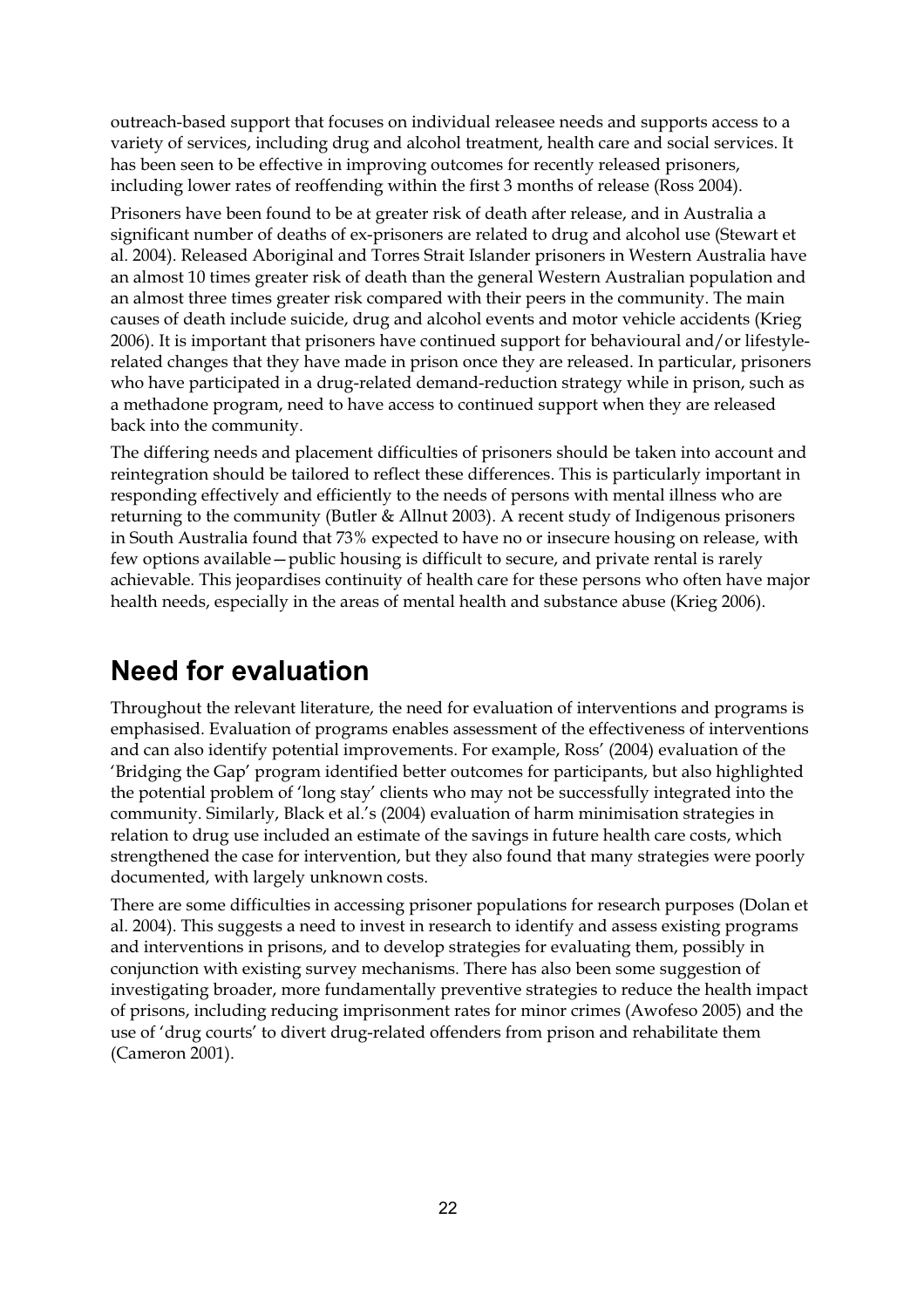outreach-based support that focuses on individual releasee needs and supports access to a variety of services, including drug and alcohol treatment, health care and social services. It has been seen to be effective in improving outcomes for recently released prisoners, including lower rates of reoffending within the first 3 months of release (Ross 2004).

Prisoners have been found to be at greater risk of death after release, and in Australia a significant number of deaths of ex-prisoners are related to drug and alcohol use (Stewart et al. 2004). Released Aboriginal and Torres Strait Islander prisoners in Western Australia have an almost 10 times greater risk of death than the general Western Australian population and an almost three times greater risk compared with their peers in the community. The main causes of death include suicide, drug and alcohol events and motor vehicle accidents (Krieg 2006). It is important that prisoners have continued support for behavioural and/or lifestyle-related changes that they have made in prison once they are released. In particular, prisoners who have participated in a drug-related demand-reduction strategy while in prison, such as a methadone program, need to have access to continued support when they are released back into the community.

The differing needs and placement difficulties of prisoners should be taken into account and reintegration should be tailored to reflect these differences. This is particularly important in responding effectively and efficiently to the needs of persons with mental illness who are returning to the community (Butler & Allnut 2003). A recent study of Indigenous prisoners in South Australia found that 73% expected to have no or insecure housing on release, with few options available—public housing is difficult to secure, and private rental is rarely achievable. This jeopardises continuity of health care for these persons who often have major health needs, especially in the areas of mental health and substance abuse (Krieg 2006).

## Need for evaluation

Throughout the relevant literature, the need for evaluation of interventions and programs is emphasised. Evaluation of programs enables assessment of the effectiveness of interventions and can also identify potential improvements. For example, Ross' (2004) evaluation of the 'Bridging the Gap' program identified better outcomes for participants, but also highlighted the potential problem of 'long stay' clients who may not be successfully integrated into the community. Similarly, Black et al.'s (2004) evaluation of harm minimisation strategies in relation to drug use included an estimate of the savings in future health care costs, which strengthened the case for intervention, but they also found that many strategies were poorly documented, with largely unknown costs.

There are some difficulties in accessing prisoner populations for research purposes (Dolan et al. 2004). This suggests a need to invest in research to identify and assess existing programs and interventions in prisons, and to develop strategies for evaluating them, possibly in conjunction with existing survey mechanisms. There has also been some suggestion of investigating broader, more fundamentally preventive strategies to reduce the health impact of prisons, including reducing imprisonment rates for minor crimes (Awofeso 2005) and the use of 'drug courts' to divert drug-related offenders from prison and rehabilitate them (Cameron 2001).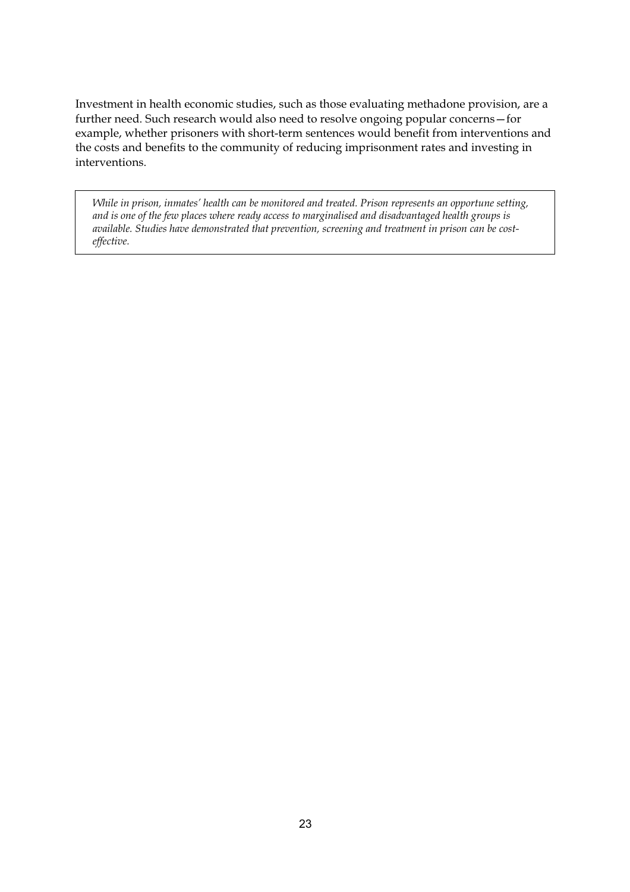Investment in health economic studies, such as those evaluating methadone provision, are a further need. Such research would also need to resolve ongoing popular concerns—for example, whether prisoners with short-term sentences would benefit from interventions and the costs and benefits to the community of reducing imprisonment rates and investing in interventions.

> *While in prison, inmates' health can be monitored and treated. Prison represents an opportune setting, and is one of the few places where ready access to marginalised and disadvantaged health groups is available. Studies have demonstrated that prevention, screening and treatment in prison can be cost-effective.*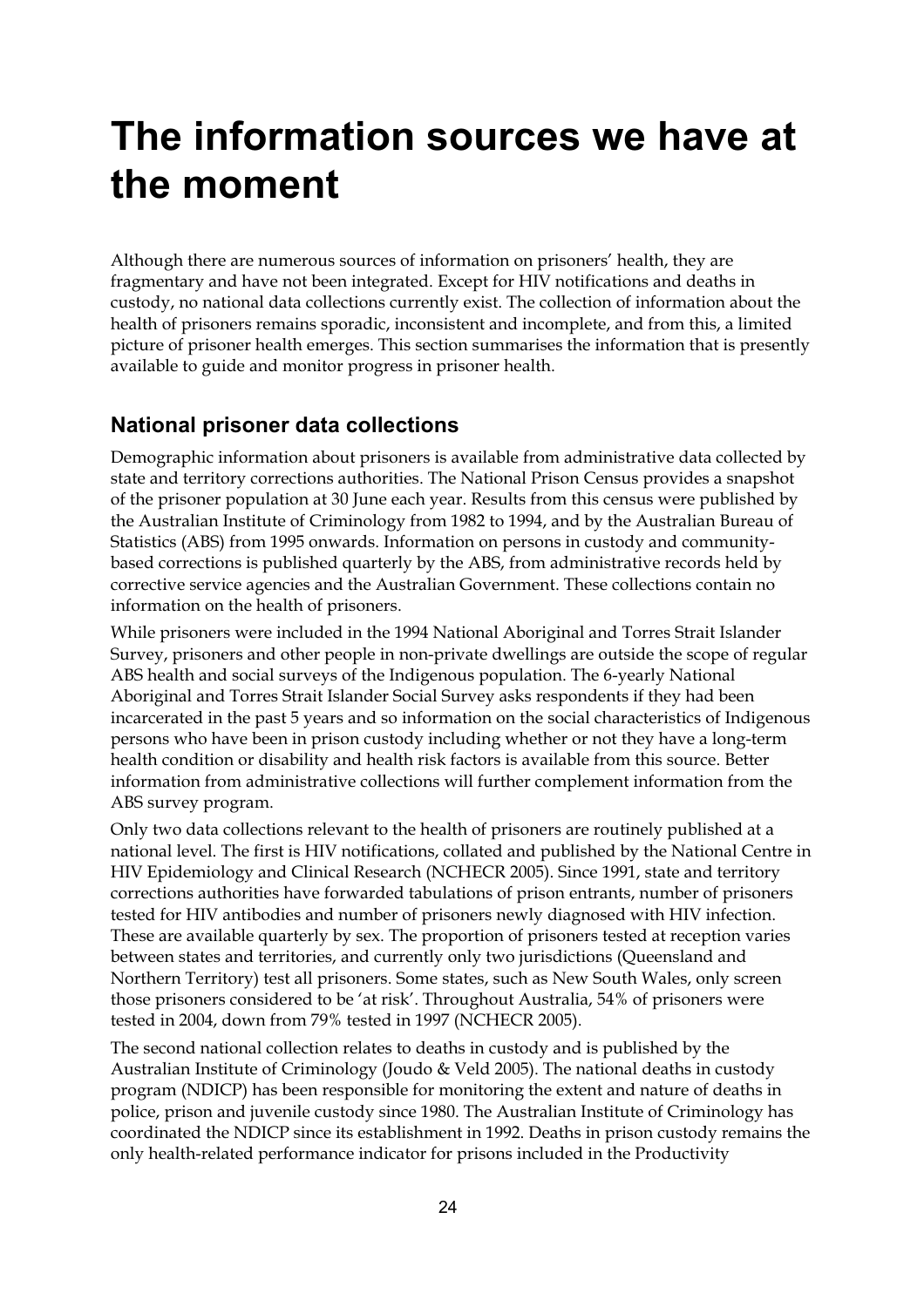# The information sources we have at the moment

Although there are numerous sources of information on prisoners' health, they are fragmentary and have not been integrated. Except for HIV notifications and deaths in custody, no national data collections currently exist. The collection of information about the health of prisoners remains sporadic, inconsistent and incomplete, and from this, a limited picture of prisoner health emerges. This section summarises the information that is presently available to guide and monitor progress in prisoner health.

## National prisoner data collections

Demographic information about prisoners is available from administrative data collected by state and territory corrections authorities. The National Prison Census provides a snapshot of the prisoner population at 30 June each year. Results from this census were published by the Australian Institute of Criminology from 1982 to 1994, and by the Australian Bureau of Statistics (ABS) from 1995 onwards. Information on persons in custody and community-based corrections is published quarterly by the ABS, from administrative records held by corrective service agencies and the Australian Government. These collections contain no information on the health of prisoners.

While prisoners were included in the 1994 National Aboriginal and Torres Strait Islander Survey, prisoners and other people in non-private dwellings are outside the scope of regular ABS health and social surveys of the Indigenous population. The 6-yearly National Aboriginal and Torres Strait Islander Social Survey asks respondents if they had been incarcerated in the past 5 years and so information on the social characteristics of Indigenous persons who have been in prison custody including whether or not they have a long-term health condition or disability and health risk factors is available from this source. Better information from administrative collections will further complement information from the ABS survey program.

Only two data collections relevant to the health of prisoners are routinely published at a national level. The first is HIV notifications, collated and published by the National Centre in HIV Epidemiology and Clinical Research (NCHECR 2005). Since 1991, state and territory corrections authorities have forwarded tabulations of prison entrants, number of prisoners tested for HIV antibodies and number of prisoners newly diagnosed with HIV infection. These are available quarterly by sex. The proportion of prisoners tested at reception varies between states and territories, and currently only two jurisdictions (Queensland and Northern Territory) test all prisoners. Some states, such as New South Wales, only screen those prisoners considered to be 'at risk'. Throughout Australia, 54% of prisoners were tested in 2004, down from 79% tested in 1997 (NCHECR 2005).

The second national collection relates to deaths in custody and is published by the Australian Institute of Criminology (Joudo & Veld 2005). The national deaths in custody program (NDICP) has been responsible for monitoring the extent and nature of deaths in police, prison and juvenile custody since 1980. The Australian Institute of Criminology has coordinated the NDICP since its establishment in 1992. Deaths in prison custody remains the only health-related performance indicator for prisons included in the Productivity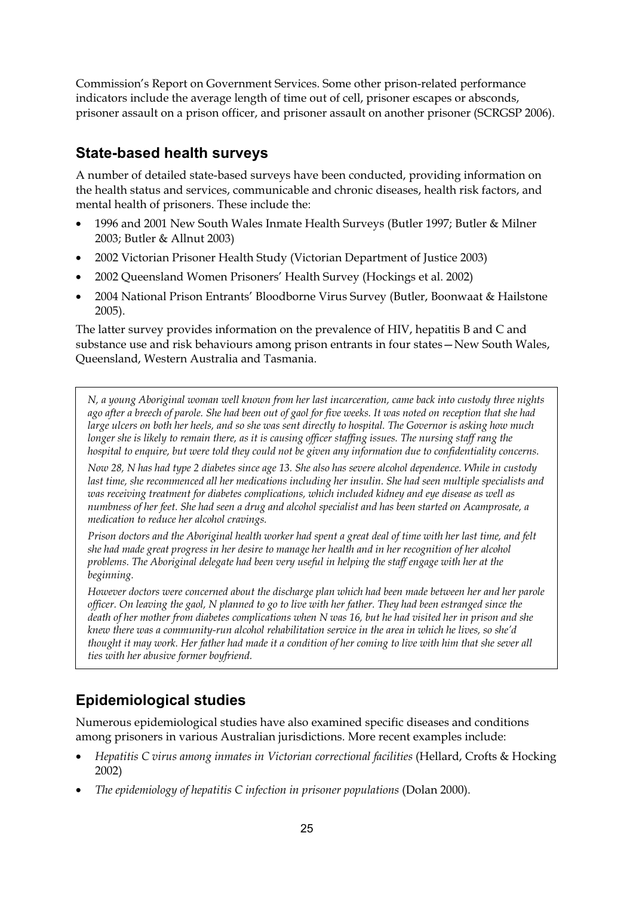Commission's Report on Government Services. Some other prison-related performance indicators include the average length of time out of cell, prisoner escapes or absconds, prisoner assault on a prison officer, and prisoner assault on another prisoner (SCRGSP 2006).

## State-based health surveys

A number of detailed state-based surveys have been conducted, providing information on the health status and services, communicable and chronic diseases, health risk factors, and mental health of prisoners. These include the:

- 1996 and 2001 New South Wales Inmate Health Surveys (Butler 1997; Butler & Milner 2003; Butler & Allnut 2003)
- 2002 Victorian Prisoner Health Study (Victorian Department of Justice 2003)
- 2002 Queensland Women Prisoners' Health Survey (Hockings et al. 2002)
- 2004 National Prison Entrants' Bloodborne Virus Survey (Butler, Boonwaat & Hailstone 2005).

The latter survey provides information on the prevalence of HIV, hepatitis B and C and substance use and risk behaviours among prison entrants in four states—New South Wales, Queensland, Western Australia and Tasmania.

*N, a young Aboriginal woman well known from her last incarceration, came back into custody three nights ago after a breech of parole. She had been out of gaol for five weeks. It was noted on reception that she had large ulcers on both her heels, and so she was sent directly to hospital. The Governor is asking how much longer she is likely to remain there, as it is causing officer staffing issues. The nursing staff rang the hospital to enquire, but were told they could not be given any information due to confidentiality concerns.*

*Now 28, N has had type 2 diabetes since age 13. She also has severe alcohol dependence. While in custody last time, she recommenced all her medications including her insulin. She had seen multiple specialists and was receiving treatment for diabetes complications, which included kidney and eye disease as well as numbness of her feet. She had seen a drug and alcohol specialist and has been started on Acamprosate, a medication to reduce her alcohol cravings.*

*Prison doctors and the Aboriginal health worker had spent a great deal of time with her last time, and felt she had made great progress in her desire to manage her health and in her recognition of her alcohol problems. The Aboriginal delegate had been very useful in helping the staff engage with her at the beginning.*

*However doctors were concerned about the discharge plan which had been made between her and her parole officer. On leaving the gaol, N planned to go to live with her father. They had been estranged since the death of her mother from diabetes complications when N was 16, but he had visited her in prison and she knew there was a community-run alcohol rehabilitation service in the area in which he lives, so she'd thought it may work. Her father had made it a condition of her coming to live with him that she sever all ties with her abusive former boyfriend.*

## Epidemiological studies

Numerous epidemiological studies have also examined specific diseases and conditions among prisoners in various Australian jurisdictions. More recent examples include:

- *Hepatitis C virus among inmates in Victorian correctional facilities* (Hellard, Crofts & Hocking 2002)
- *The epidemiology of hepatitis C infection in prisoner populations* (Dolan 2000).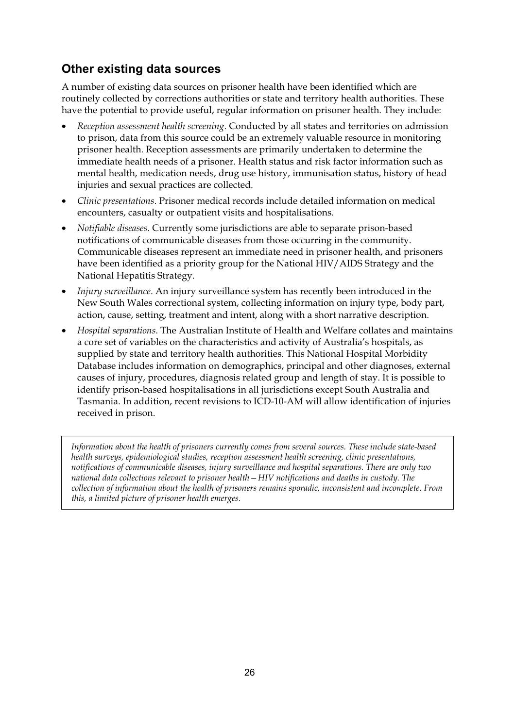## Other existing data sources

A number of existing data sources on prisoner health have been identified which are routinely collected by corrections authorities or state and territory health authorities. These have the potential to provide useful, regular information on prisoner health. They include:

- *Reception assessment health screening*. Conducted by all states and territories on admission to prison, data from this source could be an extremely valuable resource in monitoring prisoner health. Reception assessments are primarily undertaken to determine the immediate health needs of a prisoner. Health status and risk factor information such as mental health, medication needs, drug use history, immunisation status, history of head injuries and sexual practices are collected.
- *Clinic presentations*. Prisoner medical records include detailed information on medical encounters, casualty or outpatient visits and hospitalisations.
- *Notifiable diseases*. Currently some jurisdictions are able to separate prison-based notifications of communicable diseases from those occurring in the community. Communicable diseases represent an immediate need in prisoner health, and prisoners have been identified as a priority group for the National HIV/AIDS Strategy and the National Hepatitis Strategy.
- *Injury surveillance*. An injury surveillance system has recently been introduced in the New South Wales correctional system, collecting information on injury type, body part, action, cause, setting, treatment and intent, along with a short narrative description.
- *Hospital separations*. The Australian Institute of Health and Welfare collates and maintains a core set of variables on the characteristics and activity of Australia's hospitals, as supplied by state and territory health authorities. This National Hospital Morbidity Database includes information on demographics, principal and other diagnoses, external causes of injury, procedures, diagnosis related group and length of stay. It is possible to identify prison-based hospitalisations in all jurisdictions except South Australia and Tasmania. In addition, recent revisions to ICD-10-AM will allow identification of injuries received in prison.

*Information about the health of prisoners currently comes from several sources. These include state-based health surveys, epidemiological studies, reception assessment health screening, clinic presentations, notifications of communicable diseases, injury surveillance and hospital separations. There are only two national data collections relevant to prisoner health—HIV notifications and deaths in custody. The collection of information about the health of prisoners remains sporadic, inconsistent and incomplete. From this, a limited picture of prisoner health emerges.*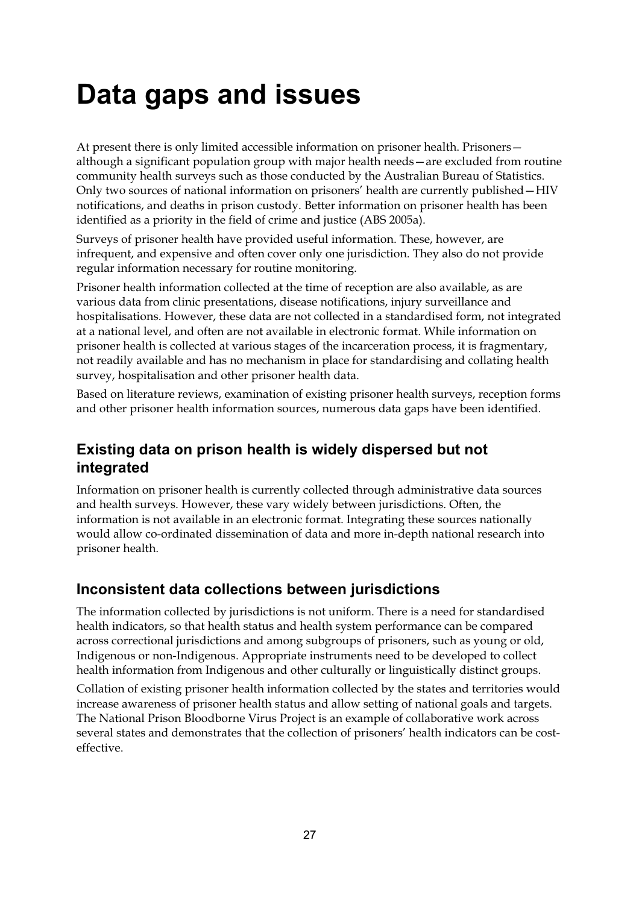# Data gaps and issues

At present there is only limited accessible information on prisoner health. Prisoners—although a significant population group with major health needs—are excluded from routine community health surveys such as those conducted by the Australian Bureau of Statistics. Only two sources of national information on prisoners' health are currently published—HIV notifications, and deaths in prison custody. Better information on prisoner health has been identified as a priority in the field of crime and justice (ABS 2005a).

Surveys of prisoner health have provided useful information. These, however, are infrequent, and expensive and often cover only one jurisdiction. They also do not provide regular information necessary for routine monitoring.

Prisoner health information collected at the time of reception are also available, as are various data from clinic presentations, disease notifications, injury surveillance and hospitalisations. However, these data are not collected in a standardised form, not integrated at a national level, and often are not available in electronic format. While information on prisoner health is collected at various stages of the incarceration process, it is fragmentary, not readily available and has no mechanism in place for standardising and collating health survey, hospitalisation and other prisoner health data.

Based on literature reviews, examination of existing prisoner health surveys, reception forms and other prisoner health information sources, numerous data gaps have been identified.

## Existing data on prison health is widely dispersed but not integrated

Information on prisoner health is currently collected through administrative data sources and health surveys. However, these vary widely between jurisdictions. Often, the information is not available in an electronic format. Integrating these sources nationally would allow co-ordinated dissemination of data and more in-depth national research into prisoner health.

## Inconsistent data collections between jurisdictions

The information collected by jurisdictions is not uniform. There is a need for standardised health indicators, so that health status and health system performance can be compared across correctional jurisdictions and among subgroups of prisoners, such as young or old, Indigenous or non-Indigenous. Appropriate instruments need to be developed to collect health information from Indigenous and other culturally or linguistically distinct groups.

Collation of existing prisoner health information collected by the states and territories would increase awareness of prisoner health status and allow setting of national goals and targets. The National Prison Bloodborne Virus Project is an example of collaborative work across several states and demonstrates that the collection of prisoners' health indicators can be cost-effective.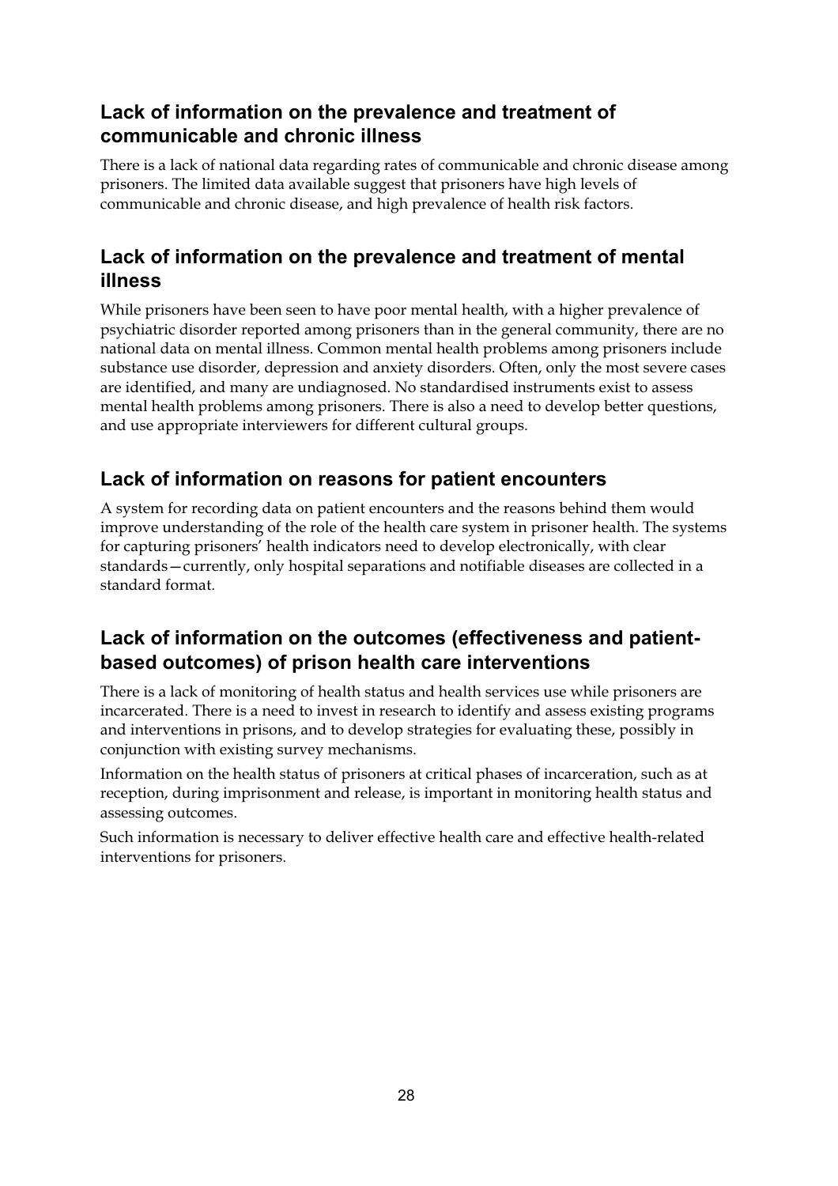## Lack of information on the prevalence and treatment of communicable and chronic illness

There is a lack of national data regarding rates of communicable and chronic disease among prisoners. The limited data available suggest that prisoners have high levels of communicable and chronic disease, and high prevalence of health risk factors.

## Lack of information on the prevalence and treatment of mental illness

While prisoners have been seen to have poor mental health, with a higher prevalence of psychiatric disorder reported among prisoners than in the general community, there are no national data on mental illness. Common mental health problems among prisoners include substance use disorder, depression and anxiety disorders. Often, only the most severe cases are identified, and many are undiagnosed. No standardised instruments exist to assess mental health problems among prisoners. There is also a need to develop better questions, and use appropriate interviewers for different cultural groups.

## Lack of information on reasons for patient encounters

A system for recording data on patient encounters and the reasons behind them would improve understanding of the role of the health care system in prisoner health. The systems for capturing prisoners' health indicators need to develop electronically, with clear standards—currently, only hospital separations and notifiable diseases are collected in a standard format.

## Lack of information on the outcomes (effectiveness and patient-based outcomes) of prison health care interventions

There is a lack of monitoring of health status and health services use while prisoners are incarcerated. There is a need to invest in research to identify and assess existing programs and interventions in prisons, and to develop strategies for evaluating these, possibly in conjunction with existing survey mechanisms.

Information on the health status of prisoners at critical phases of incarceration, such as at reception, during imprisonment and release, is important in monitoring health status and assessing outcomes.

Such information is necessary to deliver effective health care and effective health-related interventions for prisoners.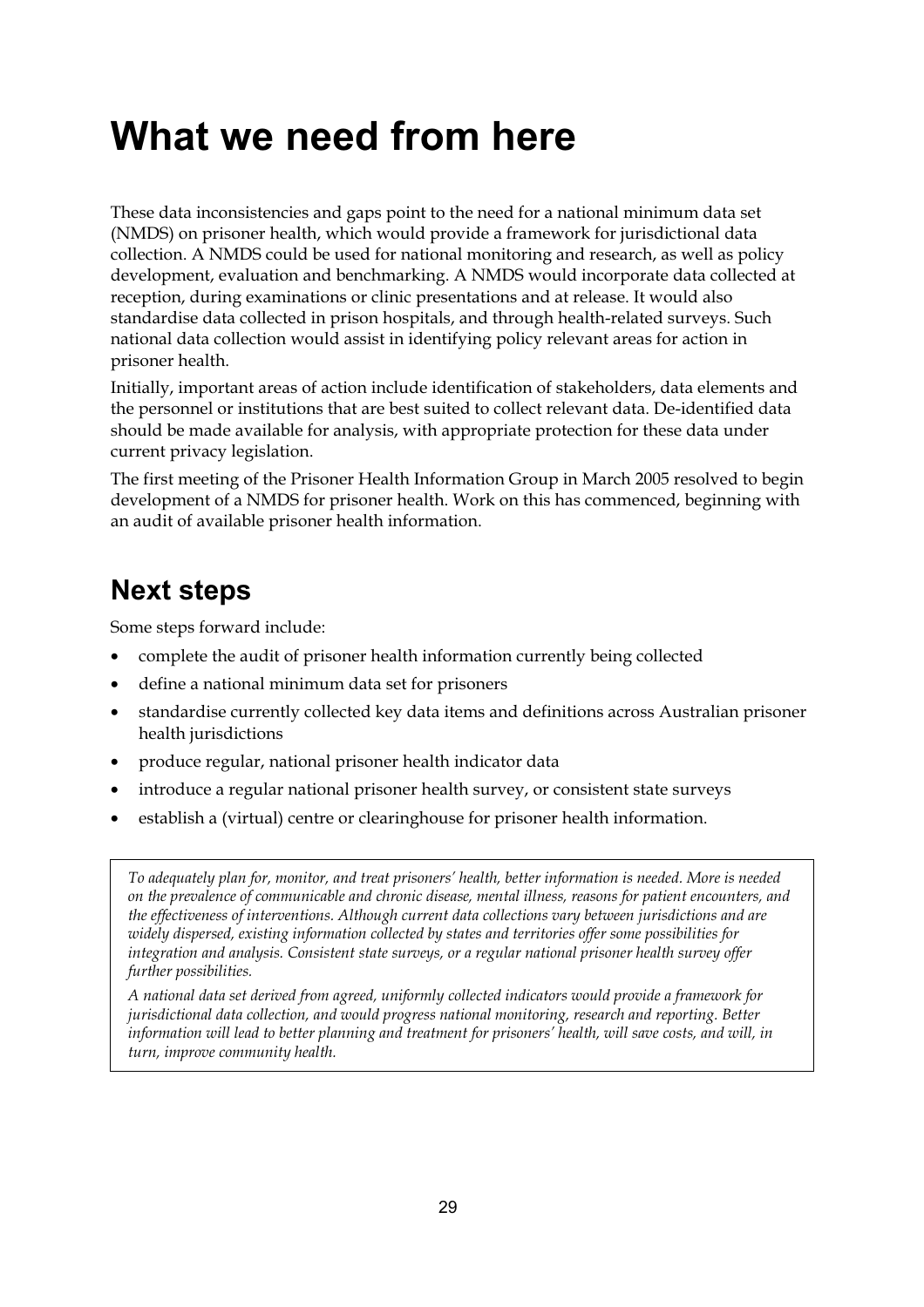# What we need from here

These data inconsistencies and gaps point to the need for a national minimum data set (NMDS) on prisoner health, which would provide a framework for jurisdictional data collection. A NMDS could be used for national monitoring and research, as well as policy development, evaluation and benchmarking. A NMDS would incorporate data collected at reception, during examinations or clinic presentations and at release. It would also standardise data collected in prison hospitals, and through health-related surveys. Such national data collection would assist in identifying policy relevant areas for action in prisoner health.

Initially, important areas of action include identification of stakeholders, data elements and the personnel or institutions that are best suited to collect relevant data. De-identified data should be made available for analysis, with appropriate protection for these data under current privacy legislation.

The first meeting of the Prisoner Health Information Group in March 2005 resolved to begin development of a NMDS for prisoner health. Work on this has commenced, beginning with an audit of available prisoner health information.

## Next steps

Some steps forward include:

- complete the audit of prisoner health information currently being collected
- define a national minimum data set for prisoners
- standardise currently collected key data items and definitions across Australian prisoner health jurisdictions
- produce regular, national prisoner health indicator data
- introduce a regular national prisoner health survey, or consistent state surveys
- establish a (virtual) centre or clearinghouse for prisoner health information.

*To adequately plan for, monitor, and treat prisoners' health, better information is needed. More is needed on the prevalence of communicable and chronic disease, mental illness, reasons for patient encounters, and the effectiveness of interventions. Although current data collections vary between jurisdictions and are widely dispersed, existing information collected by states and territories offer some possibilities for integration and analysis. Consistent state surveys, or a regular national prisoner health survey offer further possibilities.*

*A national data set derived from agreed, uniformly collected indicators would provide a framework for jurisdictional data collection, and would progress national monitoring, research and reporting. Better information will lead to better planning and treatment for prisoners' health, will save costs, and will, in turn, improve community health.*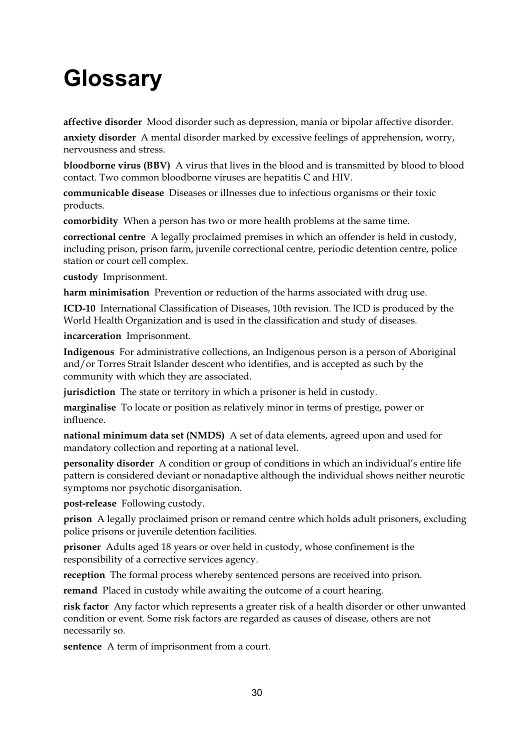# Glossary

**affective disorder** Mood disorder such as depression, mania or bipolar affective disorder.

**anxiety disorder** A mental disorder marked by excessive feelings of apprehension, worry, nervousness and stress.

**bloodborne virus (BBV)** A virus that lives in the blood and is transmitted by blood to blood contact. Two common bloodborne viruses are hepatitis C and HIV.

**communicable disease** Diseases or illnesses due to infectious organisms or their toxic products.

**comorbidity** When a person has two or more health problems at the same time.

**correctional centre** A legally proclaimed premises in which an offender is held in custody, including prison, prison farm, juvenile correctional centre, periodic detention centre, police station or court cell complex.

**custody** Imprisonment.

**harm minimisation** Prevention or reduction of the harms associated with drug use.

**ICD-10** International Classification of Diseases, 10th revision. The ICD is produced by the World Health Organization and is used in the classification and study of diseases.

**incarceration** Imprisonment.

**Indigenous** For administrative collections, an Indigenous person is a person of Aboriginal and/or Torres Strait Islander descent who identifies, and is accepted as such by the community with which they are associated.

**jurisdiction** The state or territory in which a prisoner is held in custody.

**marginalise** To locate or position as relatively minor in terms of prestige, power or influence.

**national minimum data set (NMDS)** A set of data elements, agreed upon and used for mandatory collection and reporting at a national level.

**personality disorder** A condition or group of conditions in which an individual's entire life pattern is considered deviant or nonadaptive although the individual shows neither neurotic symptoms nor psychotic disorganisation.

**post-release** Following custody.

**prison** A legally proclaimed prison or remand centre which holds adult prisoners, excluding police prisons or juvenile detention facilities.

**prisoner** Adults aged 18 years or over held in custody, whose confinement is the responsibility of a corrective services agency.

**reception** The formal process whereby sentenced persons are received into prison.

**remand** Placed in custody while awaiting the outcome of a court hearing.

**risk factor** Any factor which represents a greater risk of a health disorder or other unwanted condition or event. Some risk factors are regarded as causes of disease, others are not necessarily so.

**sentence** A term of imprisonment from a court.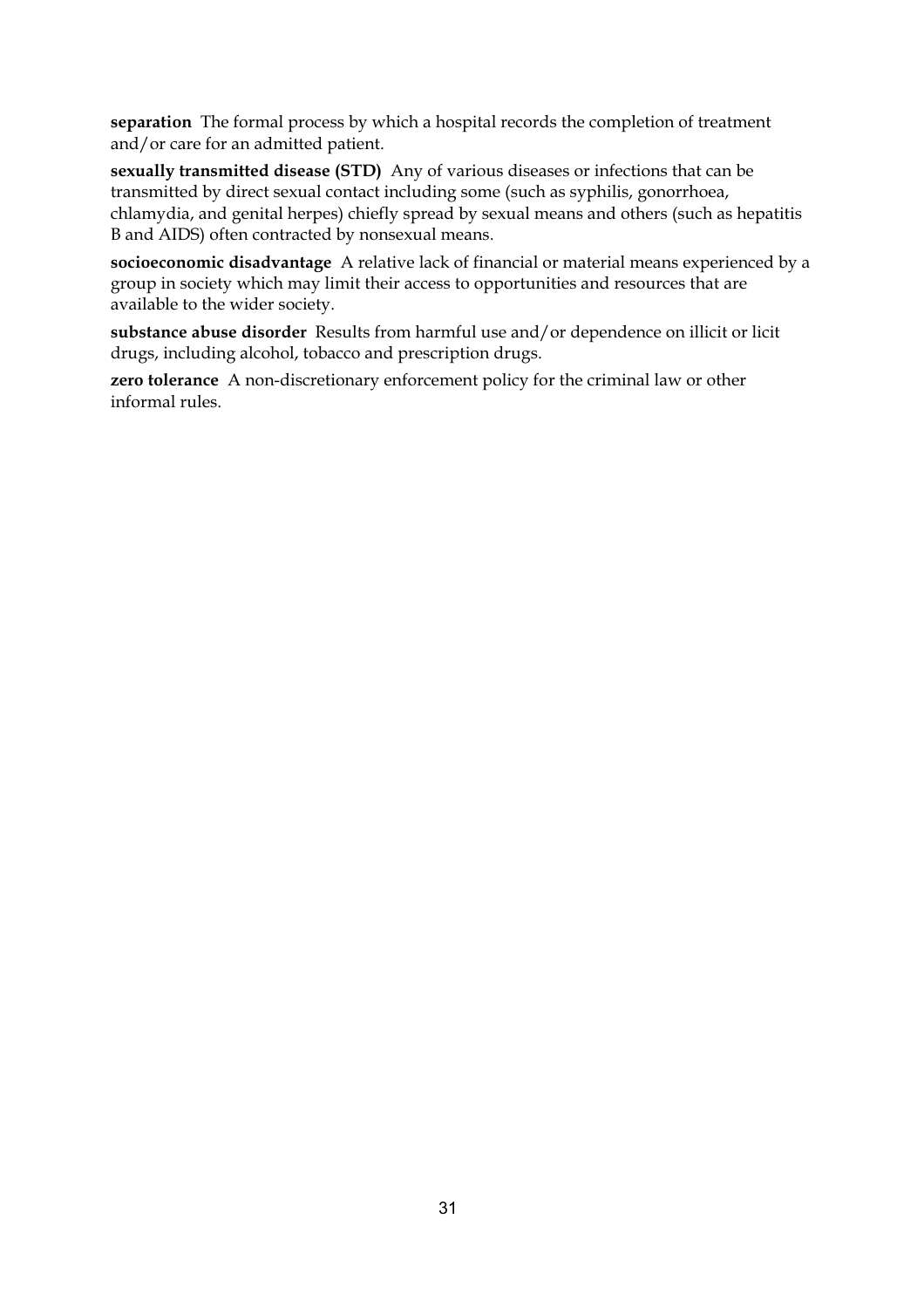**separation** The formal process by which a hospital records the completion of treatment and/or care for an admitted patient.

**sexually transmitted disease (STD)** Any of various diseases or infections that can be transmitted by direct sexual contact including some (such as syphilis, gonorrhoea, chlamydia, and genital herpes) chiefly spread by sexual means and others (such as hepatitis B and AIDS) often contracted by nonsexual means.

**socioeconomic disadvantage** A relative lack of financial or material means experienced by a group in society which may limit their access to opportunities and resources that are available to the wider society.

**substance abuse disorder** Results from harmful use and/or dependence on illicit or licit drugs, including alcohol, tobacco and prescription drugs.

**zero tolerance** A non-discretionary enforcement policy for the criminal law or other informal rules.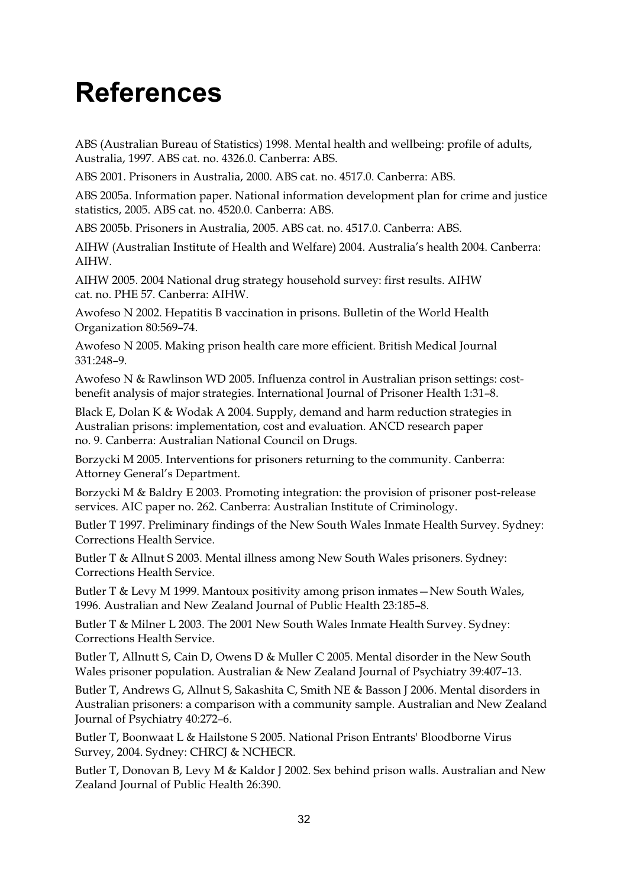# References

ABS (Australian Bureau of Statistics) 1998. Mental health and wellbeing: profile of adults, Australia, 1997. ABS cat. no. 4326.0. Canberra: ABS.

ABS 2001. Prisoners in Australia, 2000. ABS cat. no. 4517.0. Canberra: ABS.

ABS 2005a. Information paper. National information development plan for crime and justice statistics, 2005. ABS cat. no. 4520.0. Canberra: ABS.

ABS 2005b. Prisoners in Australia, 2005. ABS cat. no. 4517.0. Canberra: ABS.

AIHW (Australian Institute of Health and Welfare) 2004. Australia's health 2004. Canberra: AIHW.

AIHW 2005. 2004 National drug strategy household survey: first results. AIHW cat. no. PHE 57. Canberra: AIHW.

Awofeso N 2002. Hepatitis B vaccination in prisons. Bulletin of the World Health Organization 80:569–74.

Awofeso N 2005. Making prison health care more efficient. British Medical Journal 331:248–9.

Awofeso N & Rawlinson WD 2005. Influenza control in Australian prison settings: cost-benefit analysis of major strategies. International Journal of Prisoner Health 1:31–8.

Black E, Dolan K & Wodak A 2004. Supply, demand and harm reduction strategies in Australian prisons: implementation, cost and evaluation. ANCD research paper no. 9. Canberra: Australian National Council on Drugs.

Borzycki M 2005. Interventions for prisoners returning to the community. Canberra: Attorney General's Department.

Borzycki M & Baldry E 2003. Promoting integration: the provision of prisoner post-release services. AIC paper no. 262. Canberra: Australian Institute of Criminology.

Butler T 1997. Preliminary findings of the New South Wales Inmate Health Survey. Sydney: Corrections Health Service.

Butler T & Allnut S 2003. Mental illness among New South Wales prisoners. Sydney: Corrections Health Service.

Butler T & Levy M 1999. Mantoux positivity among prison inmates—New South Wales, 1996. Australian and New Zealand Journal of Public Health 23:185–8.

Butler T & Milner L 2003. The 2001 New South Wales Inmate Health Survey. Sydney: Corrections Health Service.

Butler T, Allnutt S, Cain D, Owens D & Muller C 2005. Mental disorder in the New South Wales prisoner population. Australian & New Zealand Journal of Psychiatry 39:407–13.

Butler T, Andrews G, Allnut S, Sakashita C, Smith NE & Basson J 2006. Mental disorders in Australian prisoners: a comparison with a community sample. Australian and New Zealand Journal of Psychiatry 40:272–6.

Butler T, Boonwaat L & Hailstone S 2005. National Prison Entrants' Bloodborne Virus Survey, 2004. Sydney: CHRCJ & NCHECR.

Butler T, Donovan B, Levy M & Kaldor J 2002. Sex behind prison walls. Australian and New Zealand Journal of Public Health 26:390.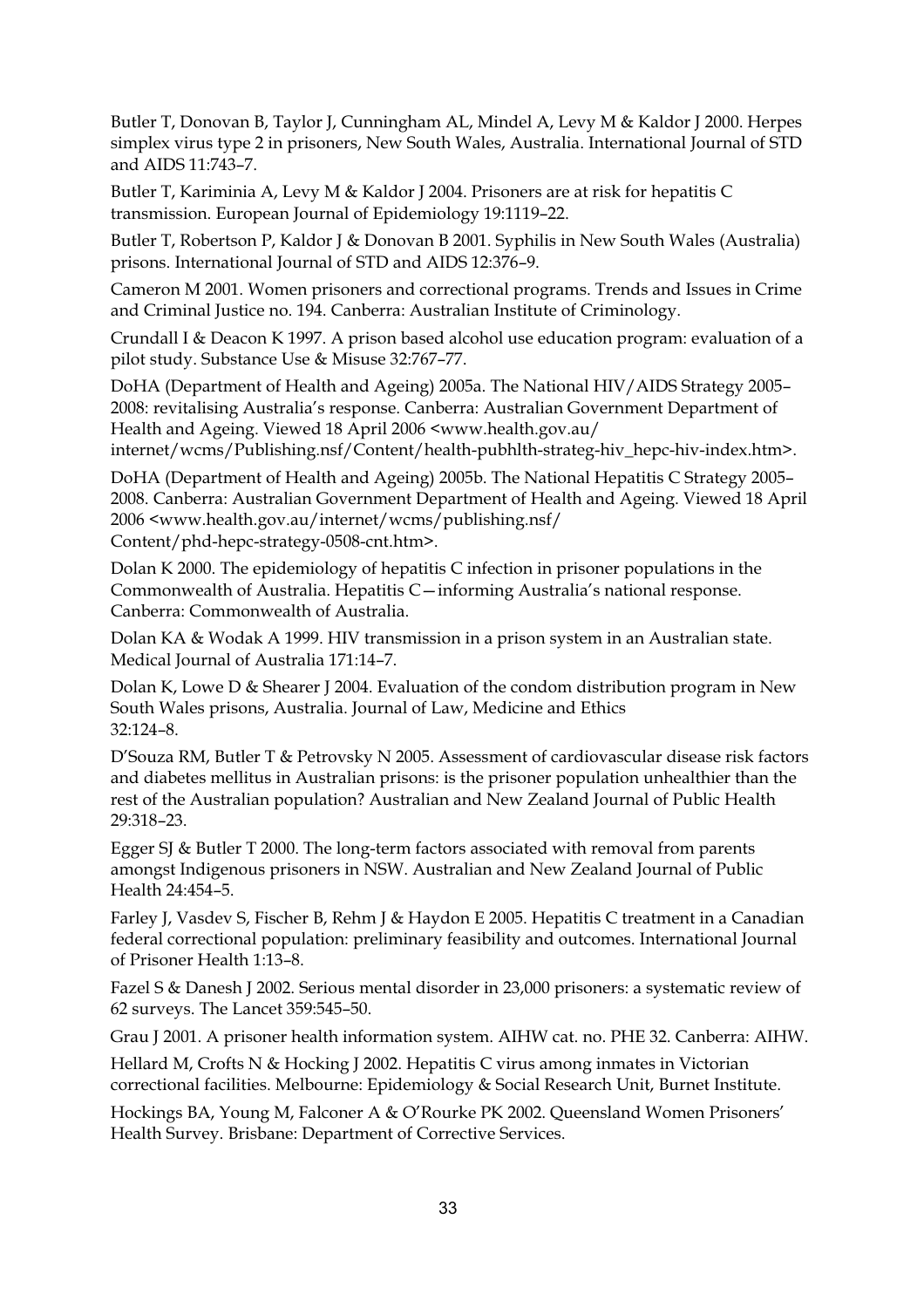Butler T, Donovan B, Taylor J, Cunningham AL, Mindel A, Levy M & Kaldor J 2000. Herpes simplex virus type 2 in prisoners, New South Wales, Australia. International Journal of STD and AIDS 11:743–7.

Butler T, Kariminia A, Levy M & Kaldor J 2004. Prisoners are at risk for hepatitis C transmission. European Journal of Epidemiology 19:1119–22.

Butler T, Robertson P, Kaldor J & Donovan B 2001. Syphilis in New South Wales (Australia) prisons. International Journal of STD and AIDS 12:376–9.

Cameron M 2001. Women prisoners and correctional programs. Trends and Issues in Crime and Criminal Justice no. 194. Canberra: Australian Institute of Criminology.

Crundall I & Deacon K 1997. A prison based alcohol use education program: evaluation of a pilot study. Substance Use & Misuse 32:767–77.

DoHA (Department of Health and Ageing) 2005a. The National HIV/AIDS Strategy 2005–2008: revitalising Australia's response. Canberra: Australian Government Department of Health and Ageing. Viewed 18 April 2006 <www.health.gov.au/internet/wcms/Publishing.nsf/Content/health-pubhlth-strateg-hiv_hepc-hiv-index.htm>.

DoHA (Department of Health and Ageing) 2005b. The National Hepatitis C Strategy 2005–2008. Canberra: Australian Government Department of Health and Ageing. Viewed 18 April 2006 <www.health.gov.au/internet/wcms/publishing.nsf/Content/phd-hepc-strategy-0508-cnt.htm>.

Dolan K 2000. The epidemiology of hepatitis C infection in prisoner populations in the Commonwealth of Australia. Hepatitis C—informing Australia's national response. Canberra: Commonwealth of Australia.

Dolan KA & Wodak A 1999. HIV transmission in a prison system in an Australian state. Medical Journal of Australia 171:14–7.

Dolan K, Lowe D & Shearer J 2004. Evaluation of the condom distribution program in New South Wales prisons, Australia. Journal of Law, Medicine and Ethics 32:124–8.

D'Souza RM, Butler T & Petrovsky N 2005. Assessment of cardiovascular disease risk factors and diabetes mellitus in Australian prisons: is the prisoner population unhealthier than the rest of the Australian population? Australian and New Zealand Journal of Public Health 29:318–23.

Egger SJ & Butler T 2000. The long-term factors associated with removal from parents amongst Indigenous prisoners in NSW. Australian and New Zealand Journal of Public Health 24:454–5.

Farley J, Vasdev S, Fischer B, Rehm J & Haydon E 2005. Hepatitis C treatment in a Canadian federal correctional population: preliminary feasibility and outcomes. International Journal of Prisoner Health 1:13–8.

Fazel S & Danesh J 2002. Serious mental disorder in 23,000 prisoners: a systematic review of 62 surveys. The Lancet 359:545–50.

Grau J 2001. A prisoner health information system. AIHW cat. no. PHE 32. Canberra: AIHW.

Hellard M, Crofts N & Hocking J 2002. Hepatitis C virus among inmates in Victorian correctional facilities. Melbourne: Epidemiology & Social Research Unit, Burnet Institute.

Hockings BA, Young M, Falconer A & O'Rourke PK 2002. Queensland Women Prisoners' Health Survey. Brisbane: Department of Corrective Services.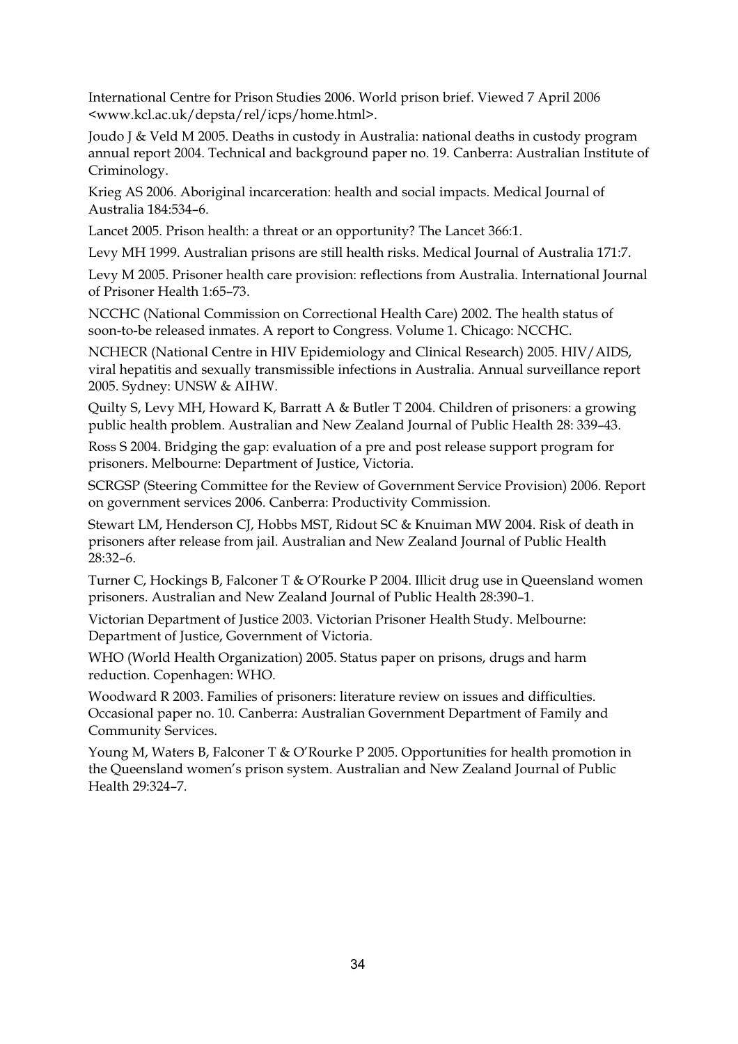International Centre for Prison Studies 2006. World prison brief. Viewed 7 April 2006 <www.kcl.ac.uk/depsta/rel/icps/home.html>.

Joudo J & Veld M 2005. Deaths in custody in Australia: national deaths in custody program annual report 2004. Technical and background paper no. 19. Canberra: Australian Institute of Criminology.

Krieg AS 2006. Aboriginal incarceration: health and social impacts. Medical Journal of Australia 184:534–6.

Lancet 2005. Prison health: a threat or an opportunity? The Lancet 366:1.

Levy MH 1999. Australian prisons are still health risks. Medical Journal of Australia 171:7.

Levy M 2005. Prisoner health care provision: reflections from Australia. International Journal of Prisoner Health 1:65–73.

NCCHC (National Commission on Correctional Health Care) 2002. The health status of soon-to-be released inmates. A report to Congress. Volume 1. Chicago: NCCHC.

NCHECR (National Centre in HIV Epidemiology and Clinical Research) 2005. HIV/AIDS, viral hepatitis and sexually transmissible infections in Australia. Annual surveillance report 2005. Sydney: UNSW & AIHW.

Quilty S, Levy MH, Howard K, Barratt A & Butler T 2004. Children of prisoners: a growing public health problem. Australian and New Zealand Journal of Public Health 28: 339–43.

Ross S 2004. Bridging the gap: evaluation of a pre and post release support program for prisoners. Melbourne: Department of Justice, Victoria.

SCRGSP (Steering Committee for the Review of Government Service Provision) 2006. Report on government services 2006. Canberra: Productivity Commission.

Stewart LM, Henderson CJ, Hobbs MST, Ridout SC & Knuiman MW 2004. Risk of death in prisoners after release from jail. Australian and New Zealand Journal of Public Health 28:32–6.

Turner C, Hockings B, Falconer T & O'Rourke P 2004. Illicit drug use in Queensland women prisoners. Australian and New Zealand Journal of Public Health 28:390–1.

Victorian Department of Justice 2003. Victorian Prisoner Health Study. Melbourne: Department of Justice, Government of Victoria.

WHO (World Health Organization) 2005. Status paper on prisons, drugs and harm reduction. Copenhagen: WHO.

Woodward R 2003. Families of prisoners: literature review on issues and difficulties. Occasional paper no. 10. Canberra: Australian Government Department of Family and Community Services.

Young M, Waters B, Falconer T & O'Rourke P 2005. Opportunities for health promotion in the Queensland women's prison system. Australian and New Zealand Journal of Public Health 29:324–7.